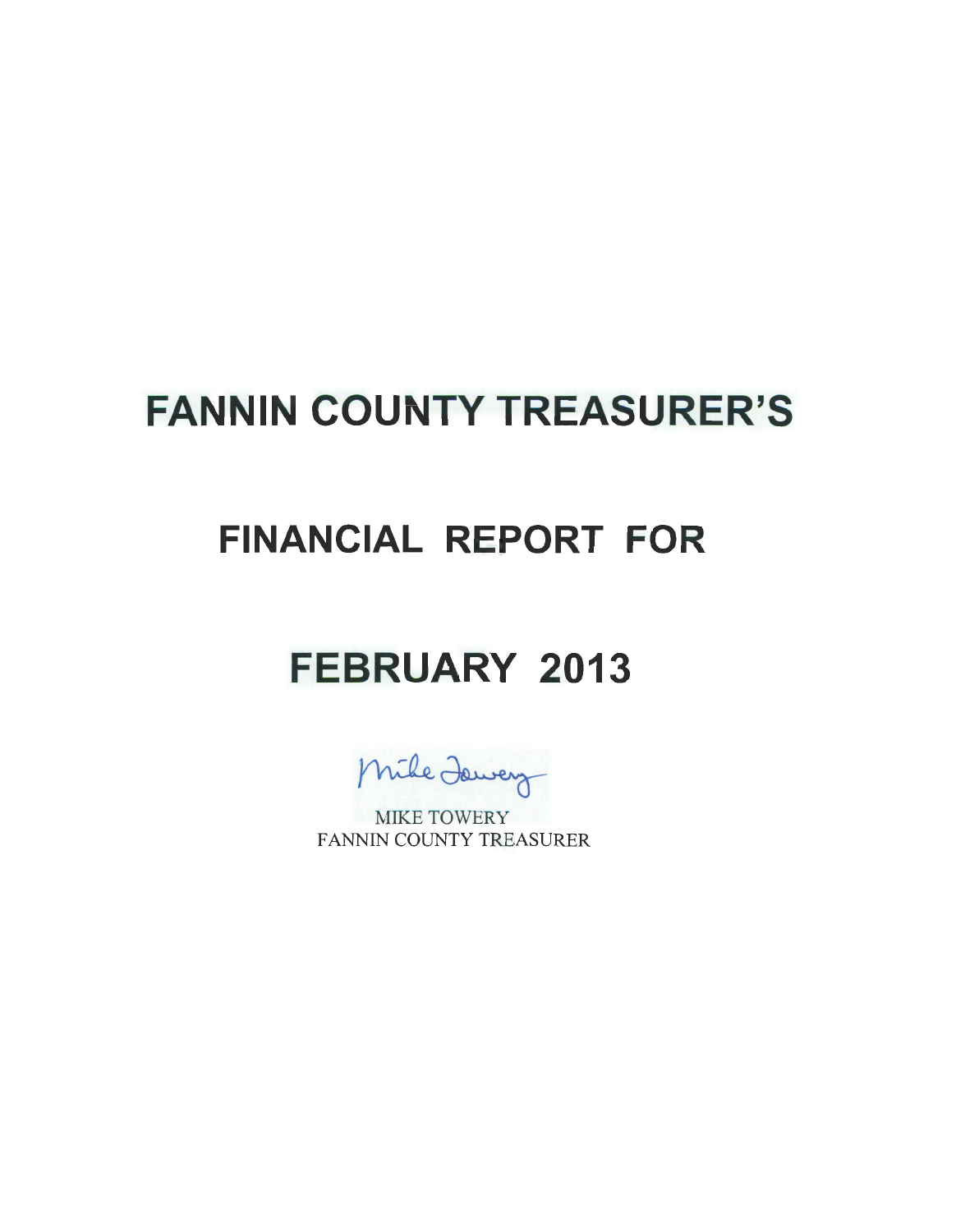# FANNIN COUNTY TREASURER'S

## FINANCIAL REPORT FOR

## FEBRUARY 2013

Mike Towery

MIKE TOWERY
FANNIN COUNTY TREASURER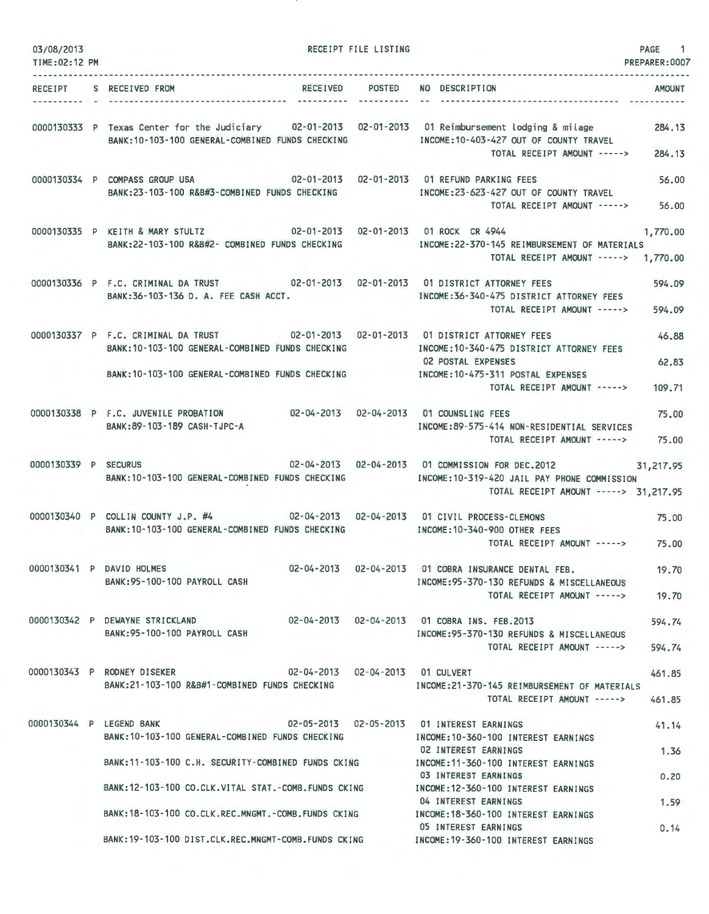03/08/2013 RECEIPT FILE LISTING PAGE 1
TIME:02:12 PM PREPARER:0007

| RECEIPT | S | RECEIVED FROM | RECEIVED | POSTED | NO | DESCRIPTION | AMOUNT |
|---|---|---|---|---|---|---|---|
| 0000130333 | P | Texas Center for the Judiciary | 02-01-2013 | 02-01-2013 | 01 | Reimbursement lodging & milage | 284.13 |
| | | BANK:10-103-100 GENERAL-COMBINED FUNDS CHECKING | | | | INCOME:10-403-427 OUT OF COUNTY TRAVEL | |
| | | | | | | TOTAL RECEIPT AMOUNT -----> | 284.13 |
| 0000130334 | P | COMPASS GROUP USA | 02-01-2013 | 02-01-2013 | 01 | REFUND PARKING FEES | 56.00 |
| | | BANK:23-103-100 R&B#3-COMBINED FUNDS CHECKING | | | | INCOME:23-623-427 OUT OF COUNTY TRAVEL | |
| | | | | | | TOTAL RECEIPT AMOUNT -----> | 56.00 |
| 0000130335 | P | KEITH & MARY STULTZ | 02-01-2013 | 02-01-2013 | 01 | ROCK CR 4944 | 1,770.00 |
| | | BANK:22-103-100 R&B#2- COMBINED FUNDS CHECKING | | | | INCOME:22-370-145 REIMBURSEMENT OF MATERIALS | |
| | | | | | | TOTAL RECEIPT AMOUNT -----> | 1,770.00 |
| 0000130336 | P | F.C. CRIMINAL DA TRUST | 02-01-2013 | 02-01-2013 | 01 | DISTRICT ATTORNEY FEES | 594.09 |
| | | BANK:36-103-136 D. A. FEE CASH ACCT. | | | | INCOME:36-340-475 DISTRICT ATTORNEY FEES | |
| | | | | | | TOTAL RECEIPT AMOUNT -----> | 594.09 |
| 0000130337 | P | F.C. CRIMINAL DA TRUST | 02-01-2013 | 02-01-2013 | 01 | DISTRICT ATTORNEY FEES | 46.88 |
| | | BANK:10-103-100 GENERAL-COMBINED FUNDS CHECKING | | | | INCOME:10-340-475 DISTRICT ATTORNEY FEES | |
| | | | | | 02 | POSTAL EXPENSES | 62.83 |
| | | BANK:10-103-100 GENERAL-COMBINED FUNDS CHECKING | | | | INCOME:10-475-311 POSTAL EXPENSES | |
| | | | | | | TOTAL RECEIPT AMOUNT -----> | 109.71 |
| 0000130338 | P | F.C. JUVENILE PROBATION | 02-04-2013 | 02-04-2013 | 01 | COUNSLING FEES | 75.00 |
| | | BANK:89-103-189 CASH-TJPC-A | | | | INCOME:89-575-414 NON-RESIDENTIAL SERVICES | |
| | | | | | | TOTAL RECEIPT AMOUNT -----> | 75.00 |
| 0000130339 | P | SECURUS | 02-04-2013 | 02-04-2013 | 01 | COMMISSION FOR DEC.2012 | 31,217.95 |
| | | BANK:10-103-100 GENERAL-COMBINED FUNDS CHECKING | | | | INCOME:10-319-420 JAIL PAY PHONE COMMISSION | |
| | | | | | | TOTAL RECEIPT AMOUNT -----> | 31,217.95 |
| 0000130340 | P | COLLIN COUNTY J.P. #4 | 02-04-2013 | 02-04-2013 | 01 | CIVIL PROCESS-CLEMONS | 75.00 |
| | | BANK:10-103-100 GENERAL-COMBINED FUNDS CHECKING | | | | INCOME:10-340-900 OTHER FEES | |
| | | | | | | TOTAL RECEIPT AMOUNT -----> | 75.00 |
| 0000130341 | P | DAVID HOLMES | 02-04-2013 | 02-04-2013 | 01 | COBRA INSURANCE DENTAL FEB. | 19.70 |
| | | BANK:95-100-100 PAYROLL CASH | | | | INCOME:95-370-130 REFUNDS & MISCELLANEOUS | |
| | | | | | | TOTAL RECEIPT AMOUNT -----> | 19.70 |
| 0000130342 | P | DEWAYNE STRICKLAND | 02-04-2013 | 02-04-2013 | 01 | COBRA INS. FEB.2013 | 594.74 |
| | | BANK:95-100-100 PAYROLL CASH | | | | INCOME:95-370-130 REFUNDS & MISCELLANEOUS | |
| | | | | | | TOTAL RECEIPT AMOUNT -----> | 594.74 |
| 0000130343 | P | RODNEY DISEKER | 02-04-2013 | 02-04-2013 | 01 | CULVERT | 461.85 |
| | | BANK:21-103-100 R&B#1-COMBINED FUNDS CHECKING | | | | INCOME:21-370-145 REIMBURSEMENT OF MATERIALS | |
| | | | | | | TOTAL RECEIPT AMOUNT -----> | 461.85 |
| 0000130344 | P | LEGEND BANK | 02-05-2013 | 02-05-2013 | 01 | INTEREST EARNINGS | 41.14 |
| | | BANK:10-103-100 GENERAL-COMBINED FUNDS CHECKING | | | | INCOME:10-360-100 INTEREST EARNINGS | |
| | | | | | 02 | INTEREST EARNINGS | 1.36 |
| | | BANK:11-103-100 C.H. SECURITY-COMBINED FUNDS CKING | | | | INCOME:11-360-100 INTEREST EARNINGS | |
| | | | | | 03 | INTEREST EARNINGS | 0.20 |
| | | BANK:12-103-100 CO.CLK.VITAL STAT.-COMB.FUNDS CKING | | | | INCOME:12-360-100 INTEREST EARNINGS | |
| | | | | | 04 | INTEREST EARNINGS | 1.59 |
| | | BANK:18-103-100 CO.CLK.REC.MNGMT.-COMB.FUNDS CKING | | | | INCOME:18-360-100 INTEREST EARNINGS | |
| | | | | | 05 | INTEREST EARNINGS | 0.14 |
| | | BANK:19-103-100 DIST.CLK.REC.MNGMT-COMB.FUNDS CKING | | | | INCOME:19-360-100 INTEREST EARNINGS | |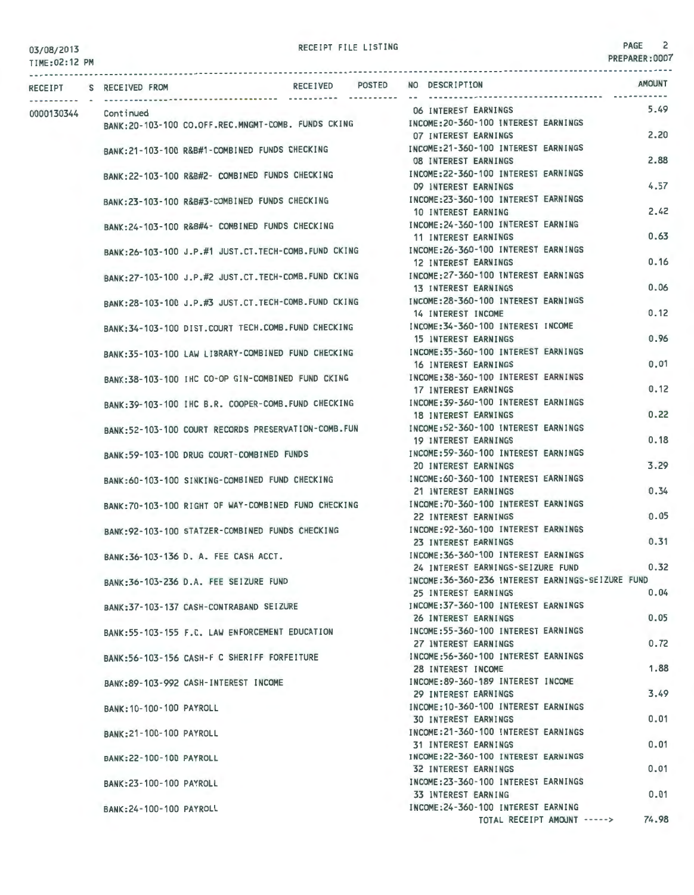# RECEIPT FILE LISTING

03/08/2013
TIME:02:12 PM
PREPARER:0007

| RECEIPT | S | RECEIVED FROM | RECEIVED | POSTED | NO | DESCRIPTION | AMOUNT |
|---|---|---|---|---|---|---|---|
| 0000130344 | | Continued | | | 06 | INTEREST EARNINGS | 5.49 |
| | | BANK:20-103-100 CO.OFF.REC.MNGMT-COMB. FUNDS CKING | | | | INCOME:20-360-100 INTEREST EARNINGS | |
| | | | | | 07 | INTEREST EARNINGS | 2.20 |
| | | BANK:21-103-100 R&B#1-COMBINED FUNDS CHECKING | | | | INCOME:21-360-100 INTEREST EARNINGS | |
| | | | | | 08 | INTEREST EARNINGS | 2.88 |
| | | BANK:22-103-100 R&B#2- COMBINED FUNDS CHECKING | | | | INCOME:22-360-100 INTEREST EARNINGS | |
| | | | | | 09 | INTEREST EARNINGS | 4.57 |
| | | BANK:23-103-100 R&B#3-COMBINED FUNDS CHECKING | | | | INCOME:23-360-100 INTEREST EARNINGS | |
| | | | | | 10 | INTEREST EARNING | 2.42 |
| | | BANK:24-103-100 R&B#4- COMBINED FUNDS CHECKING | | | | INCOME:24-360-100 INTEREST EARNING | |
| | | | | | 11 | INTEREST EARNINGS | 0.63 |
| | | BANK:26-103-100 J.P.#1 JUST.CT.TECH-COMB.FUND CKING | | | | INCOME:26-360-100 INTEREST EARNINGS | |
| | | | | | 12 | INTEREST EARNINGS | 0.16 |
| | | BANK:27-103-100 J.P.#2 JUST.CT.TECH-COMB.FUND CKING | | | | INCOME:27-360-100 INTEREST EARNINGS | |
| | | | | | 13 | INTEREST EARNINGS | 0.06 |
| | | BANK:28-103-100 J.P.#3 JUST.CT.TECH-COMB.FUND CKING | | | | INCOME:28-360-100 INTEREST EARNINGS | |
| | | | | | 14 | INTEREST INCOME | 0.12 |
| | | BANK:34-103-100 DIST.COURT TECH.COMB.FUND CHECKING | | | | INCOME:34-360-100 INTEREST INCOME | |
| | | | | | 15 | INTEREST EARNINGS | 0.96 |
| | | BANK:35-103-100 LAW LIBRARY-COMBINED FUND CHECKING | | | | INCOME:35-360-100 INTEREST EARNINGS | |
| | | | | | 16 | INTEREST EARNINGS | 0.01 |
| | | BANK:38-103-100 IHC CO-OP GIN-COMBINED FUND CKING | | | | INCOME:38-360-100 INTEREST EARNINGS | |
| | | | | | 17 | INTEREST EARNINGS | 0.12 |
| | | BANK:39-103-100 IHC B.R. COOPER-COMB.FUND CHECKING | | | | INCOME:39-360-100 INTEREST EARNINGS | |
| | | | | | 18 | INTEREST EARNINGS | 0.22 |
| | | BANK:52-103-100 COURT RECORDS PRESERVATION-COMB.FUN | | | | INCOME:52-360-100 INTEREST EARNINGS | |
| | | | | | 19 | INTEREST EARNINGS | 0.18 |
| | | BANK:59-103-100 DRUG COURT-COMBINED FUNDS | | | | INCOME:59-360-100 INTEREST EARNINGS | |
| | | | | | 20 | INTEREST EARNINGS | 3.29 |
| | | BANK:60-103-100 SINKING-COMBINED FUND CHECKING | | | | INCOME:60-360-100 INTEREST EARNINGS | |
| | | | | | 21 | INTEREST EARNINGS | 0.34 |
| | | BANK:70-103-100 RIGHT OF WAY-COMBINED FUND CHECKING | | | | INCOME:70-360-100 INTEREST EARNINGS | |
| | | | | | 22 | INTEREST EARNINGS | 0.05 |
| | | BANK:92-103-100 STATZER-COMBINED FUNDS CHECKING | | | | INCOME:92-360-100 INTEREST EARNINGS | |
| | | | | | 23 | INTEREST EARNINGS | 0.31 |
| | | BANK:36-103-136 D. A. FEE CASH ACCT. | | | | INCOME:36-360-100 INTEREST EARNINGS | |
| | | | | | 24 | INTEREST EARNINGS-SEIZURE FUND | 0.32 |
| | | BANK:36-103-236 D.A. FEE SEIZURE FUND | | | | INCOME:36-360-236 INTEREST EARNINGS-SEIZURE FUND | |
| | | | | | 25 | INTEREST EARNINGS | 0.04 |
| | | BANK:37-103-137 CASH-CONTRABAND SEIZURE | | | | INCOME:37-360-100 INTEREST EARNINGS | |
| | | | | | 26 | INTEREST EARNINGS | 0.05 |
| | | BANK:55-103-155 F.C. LAW ENFORCEMENT EDUCATION | | | | INCOME:55-360-100 INTEREST EARNINGS | |
| | | | | | 27 | INTEREST EARNINGS | 0.72 |
| | | BANK:56-103-156 CASH-F C SHERIFF FORFEITURE | | | | INCOME:56-360-100 INTEREST EARNINGS | |
| | | | | | 28 | INTEREST INCOME | 1.88 |
| | | BANK:89-103-992 CASH-INTEREST INCOME | | | | INCOME:89-360-189 INTEREST INCOME | |
| | | | | | 29 | INTEREST EARNINGS | 3.49 |
| | | BANK:10-100-100 PAYROLL | | | | INCOME:10-360-100 INTEREST EARNINGS | |
| | | | | | 30 | INTEREST EARNINGS | 0.01 |
| | | BANK:21-100-100 PAYROLL | | | | INCOME:21-360-100 INTEREST EARNINGS | |
| | | | | | 31 | INTEREST EARNINGS | 0.01 |
| | | BANK:22-100-100 PAYROLL | | | | INCOME:22-360-100 INTEREST EARNINGS | |
| | | | | | 32 | INTEREST EARNINGS | 0.01 |
| | | BANK:23-100-100 PAYROLL | | | | INCOME:23-360-100 INTEREST EARNINGS | |
| | | | | | 33 | INTEREST EARNING | 0.01 |
| | | BANK:24-100-100 PAYROLL | | | | INCOME:24-360-100 INTEREST EARNING | |
| | | | | | | TOTAL RECEIPT AMOUNT -----> | 74.98 |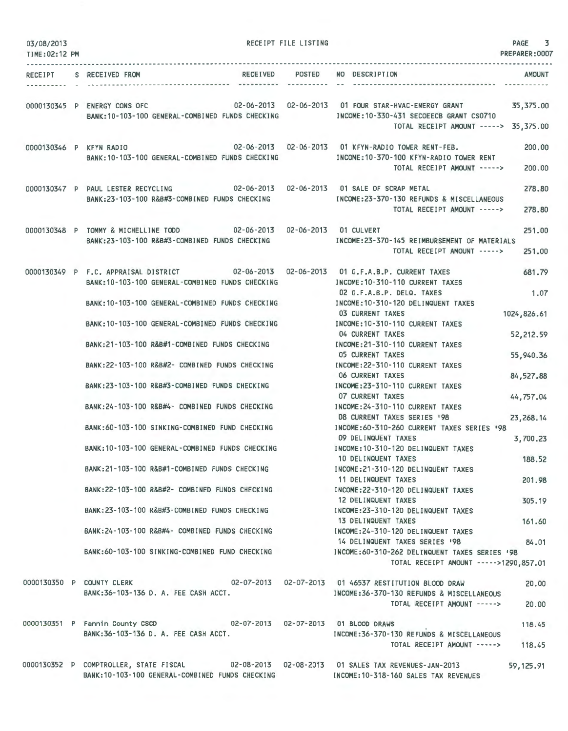03/08/2013 RECEIPT FILE LISTING PAGE 3
TIME:02:12 PM PREPARER:0007

| RECEIPT | S | RECEIVED FROM | RECEIVED | POSTED | NO | DESCRIPTION | AMOUNT |
|---|---|---|---|---|---|---|---|
| 0000130345 | P | ENERGY CONS OFC | 02-06-2013 | 02-06-2013 | 01 | FOUR STAR-HVAC-ENERGY GRANT | 35,375.00 |
| | | BANK:10-103-100 GENERAL-COMBINED FUNDS CHECKING | | | | INCOME:10-330-431 SECOEECB GRANT CS0710 | |
| | | | | | | TOTAL RECEIPT AMOUNT -----> | 35,375.00 |
| 0000130346 | P | KFYN RADIO | 02-06-2013 | 02-06-2013 | 01 | KFYN-RADIO TOWER RENT-FEB. | 200.00 |
| | | BANK:10-103-100 GENERAL-COMBINED FUNDS CHECKING | | | | INCOME:10-370-100 KFYN-RADIO TOWER RENT | |
| | | | | | | TOTAL RECEIPT AMOUNT -----> | 200.00 |
| 0000130347 | P | PAUL LESTER RECYCLING | 02-06-2013 | 02-06-2013 | 01 | SALE OF SCRAP METAL | 278.80 |
| | | BANK:23-103-100 R&B#3-COMBINED FUNDS CHECKING | | | | INCOME:23-370-130 REFUNDS & MISCELLANEOUS | |
| | | | | | | TOTAL RECEIPT AMOUNT -----> | 278.80 |
| 0000130348 | P | TOMMY & MICHELLINE TODD | 02-06-2013 | 02-06-2013 | 01 | CULVERT | 251.00 |
| | | BANK:23-103-100 R&B#3-COMBINED FUNDS CHECKING | | | | INCOME:23-370-145 REIMBURSEMENT OF MATERIALS | |
| | | | | | | TOTAL RECEIPT AMOUNT -----> | 251.00 |
| 0000130349 | P | F.C. APPRAISAL DISTRICT | 02-06-2013 | 02-06-2013 | 01 | G.F.A.B.P. CURRENT TAXES | 681.79 |
| | | BANK:10-103-100 GENERAL-COMBINED FUNDS CHECKING | | | | INCOME:10-310-110 CURRENT TAXES | |
| | | | | | 02 | G.F.A.B.P. DELQ. TAXES | 1.07 |
| | | BANK:10-103-100 GENERAL-COMBINED FUNDS CHECKING | | | | INCOME:10-310-120 DELINQUENT TAXES | |
| | | | | | 03 | CURRENT TAXES | 1024,826.61 |
| | | BANK:10-103-100 GENERAL-COMBINED FUNDS CHECKING | | | | INCOME:10-310-110 CURRENT TAXES | |
| | | | | | 04 | CURRENT TAXES | 52,212.59 |
| | | BANK:21-103-100 R&B#1-COMBINED FUNDS CHECKING | | | | INCOME:21-310-110 CURRENT TAXES | |
| | | | | | 05 | CURRENT TAXES | 55,940.36 |
| | | BANK:22-103-100 R&B#2- COMBINED FUNDS CHECKING | | | | INCOME:22-310-110 CURRENT TAXES | |
| | | | | | 06 | CURRENT TAXES | 84,527.88 |
| | | BANK:23-103-100 R&B#3-COMBINED FUNDS CHECKING | | | | INCOME:23-310-110 CURRENT TAXES | |
| | | | | | 07 | CURRENT TAXES | 44,757.04 |
| | | BANK:24-103-100 R&B#4- COMBINED FUNDS CHECKING | | | | INCOME:24-310-110 CURRENT TAXES | |
| | | | | | 08 | CURRENT TAXES SERIES '98 | 23,268.14 |
| | | BANK:60-103-100 SINKING-COMBINED FUND CHECKING | | | | INCOME:60-310-260 CURRENT TAXES SERIES '98 | |
| | | | | | 09 | DELINQUENT TAXES | 3,700.23 |
| | | BANK:10-103-100 GENERAL-COMBINED FUNDS CHECKING | | | | INCOME:10-310-120 DELINQUENT TAXES | |
| | | | | | 10 | DELINQUENT TAXES | 188.52 |
| | | BANK:21-103-100 R&B#1-COMBINED FUNDS CHECKING | | | | INCOME:21-310-120 DELINQUENT TAXES | |
| | | | | | 11 | DELINQUENT TAXES | 201.98 |
| | | BANK:22-103-100 R&B#2- COMBINED FUNDS CHECKING | | | | INCOME:22-310-120 DELINQUENT TAXES | |
| | | | | | 12 | DELINQUENT TAXES | 305.19 |
| | | BANK:23-103-100 R&B#3-COMBINED FUNDS CHECKING | | | | INCOME:23-310-120 DELINQUENT TAXES | |
| | | | | | 13 | DELINQUENT TAXES | 161.60 |
| | | BANK:24-103-100 R&B#4- COMBINED FUNDS CHECKING | | | | INCOME:24-310-120 DELINQUENT TAXES | |
| | | | | | 14 | DELINQUENT TAXES SERIES '98 | 84.01 |
| | | BANK:60-103-100 SINKING-COMBINED FUND CHECKING | | | | INCOME:60-310-262 DELINQUENT TAXES SERIES '98 | |
| | | | | | | TOTAL RECEIPT AMOUNT -----> | 1290,857.01 |
| 0000130350 | P | COUNTY CLERK | 02-07-2013 | 02-07-2013 | 01 | 46537 RESTITUTION BLOOD DRAW | 20.00 |
| | | BANK:36-103-136 D. A. FEE CASH ACCT. | | | | INCOME:36-370-130 REFUNDS & MISCELLANEOUS | |
| | | | | | | TOTAL RECEIPT AMOUNT -----> | 20.00 |
| 0000130351 | P | Fannin County CSCD | 02-07-2013 | 02-07-2013 | 01 | BLOOD DRAWS | 118.45 |
| | | BANK:36-103-136 D. A. FEE CASH ACCT. | | | | INCOME:36-370-130 REFUNDS & MISCELLANEOUS | |
| | | | | | | TOTAL RECEIPT AMOUNT -----> | 118.45 |
| 0000130352 | P | COMPTROLLER, STATE FISCAL | 02-08-2013 | 02-08-2013 | 01 | SALES TAX REVENUES-JAN-2013 | 59,125.91 |
| | | BANK:10-103-100 GENERAL-COMBINED FUNDS CHECKING | | | | INCOME:10-318-160 SALES TAX REVENUES | |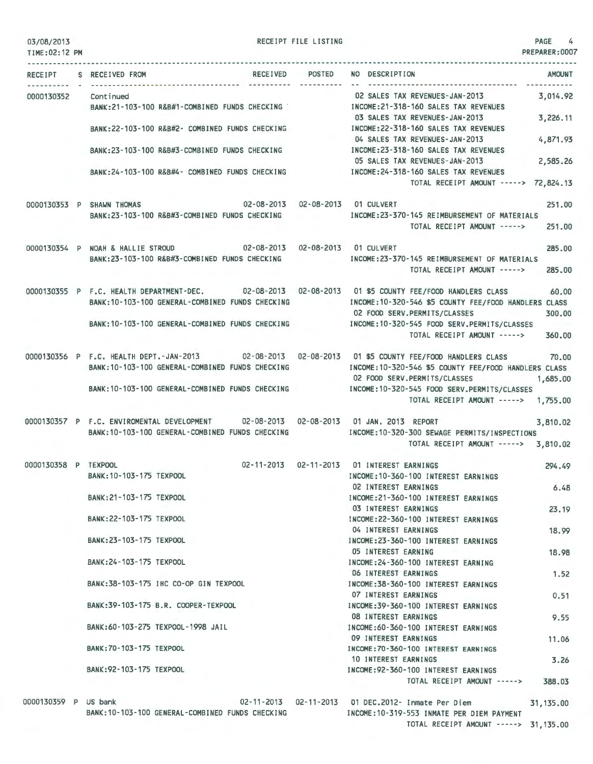RECEIPT FILE LISTING

03/08/2013
TIME:02:12 PM
PREPARER:0007

| RECEIPT | S | RECEIVED FROM | RECEIVED | POSTED | NO | DESCRIPTION | AMOUNT |
|---|---|---|---|---|---|---|---|
| 0000130352 | | Continued | | | 02 | SALES TAX REVENUES-JAN-2013 | 3,014.92 |
| | | BANK:21-103-100 R&B#1-COMBINED FUNDS CHECKING | | | | INCOME:21-318-160 SALES TAX REVENUES | |
| | | | | | 03 | SALES TAX REVENUES-JAN-2013 | 3,226.11 |
| | | BANK:22-103-100 R&B#2- COMBINED FUNDS CHECKING | | | | INCOME:22-318-160 SALES TAX REVENUES | |
| | | | | | 04 | SALES TAX REVENUES-JAN-2013 | 4,871.93 |
| | | BANK:23-103-100 R&B#3-COMBINED FUNDS CHECKING | | | | INCOME:23-318-160 SALES TAX REVENUES | |
| | | | | | 05 | SALES TAX REVENUES-JAN-2013 | 2,585.26 |
| | | BANK:24-103-100 R&B#4- COMBINED FUNDS CHECKING | | | | INCOME:24-318-160 SALES TAX REVENUES | |
| | | | | | | TOTAL RECEIPT AMOUNT -----> | 72,824.13 |
| 0000130353 | P | SHAWN THOMAS | 02-08-2013 | 02-08-2013 | 01 | CULVERT | 251.00 |
| | | BANK:23-103-100 R&B#3-COMBINED FUNDS CHECKING | | | | INCOME:23-370-145 REIMBURSEMENT OF MATERIALS | |
| | | | | | | TOTAL RECEIPT AMOUNT -----> | 251.00 |
| 0000130354 | P | NOAH & HALLIE STROUD | 02-08-2013 | 02-08-2013 | 01 | CULVERT | 285.00 |
| | | BANK:23-103-100 R&B#3-COMBINED FUNDS CHECKING | | | | INCOME:23-370-145 REIMBURSEMENT OF MATERIALS | |
| | | | | | | TOTAL RECEIPT AMOUNT -----> | 285.00 |
| 0000130355 | P | F.C. HEALTH DEPARTMENT-DEC. | 02-08-2013 | 02-08-2013 | 01 | $5 COUNTY FEE/FOOD HANDLERS CLASS | 60.00 |
| | | BANK:10-103-100 GENERAL-COMBINED FUNDS CHECKING | | | | INCOME:10-320-546 $5 COUNTY FEE/FOOD HANDLERS CLASS | |
| | | | | | 02 | FOOD SERV.PERMITS/CLASSES | 300.00 |
| | | BANK:10-103-100 GENERAL-COMBINED FUNDS CHECKING | | | | INCOME:10-320-545 FOOD SERV.PERMITS/CLASSES | |
| | | | | | | TOTAL RECEIPT AMOUNT -----> | 360.00 |
| 0000130356 | P | F.C. HEALTH DEPT.-JAN-2013 | 02-08-2013 | 02-08-2013 | 01 | $5 COUNTY FEE/FOOD HANDLERS CLASS | 70.00 |
| | | BANK:10-103-100 GENERAL-COMBINED FUNDS CHECKING | | | | INCOME:10-320-546 $5 COUNTY FEE/FOOD HANDLERS CLASS | |
| | | | | | 02 | FOOD SERV.PERMITS/CLASSES | 1,685.00 |
| | | BANK:10-103-100 GENERAL-COMBINED FUNDS CHECKING | | | | INCOME:10-320-545 FOOD SERV.PERMITS/CLASSES | |
| | | | | | | TOTAL RECEIPT AMOUNT -----> | 1,755.00 |
| 0000130357 | P | F.C. ENVIROMENTAL DEVELOPMENT | 02-08-2013 | 02-08-2013 | 01 | JAN. 2013 REPORT | 3,810.02 |
| | | BANK:10-103-100 GENERAL-COMBINED FUNDS CHECKING | | | | INCOME:10-320-300 SEWAGE PERMITS/INSPECTIONS | |
| | | | | | | TOTAL RECEIPT AMOUNT -----> | 3,810.02 |
| 0000130358 | P | TEXPOOL | 02-11-2013 | 02-11-2013 | 01 | INTEREST EARNINGS | 294.49 |
| | | BANK:10-103-175 TEXPOOL | | | | INCOME:10-360-100 INTEREST EARNINGS | |
| | | | | | 02 | INTEREST EARNINGS | 6.48 |
| | | BANK:21-103-175 TEXPOOL | | | | INCOME:21-360-100 INTEREST EARNINGS | |
| | | | | | 03 | INTEREST EARNINGS | 23.19 |
| | | BANK:22-103-175 TEXPOOL | | | | INCOME:22-360-100 INTEREST EARNINGS | |
| | | | | | 04 | INTEREST EARNINGS | 18.99 |
| | | BANK:23-103-175 TEXPOOL | | | | INCOME:23-360-100 INTEREST EARNINGS | |
| | | | | | 05 | INTEREST EARNING | 18.98 |
| | | BANK:24-103-175 TEXPOOL | | | | INCOME:24-360-100 INTEREST EARNING | |
| | | | | | 06 | INTEREST EARNINGS | 1.52 |
| | | BANK:38-103-175 IHC CO-OP GIN TEXPOOL | | | | INCOME:38-360-100 INTEREST EARNINGS | |
| | | | | | 07 | INTEREST EARNINGS | 0.51 |
| | | BANK:39-103-175 B.R. COOPER-TEXPOOL | | | | INCOME:39-360-100 INTEREST EARNINGS | |
| | | | | | 08 | INTEREST EARNINGS | 9.55 |
| | | BANK:60-103-275 TEXPOOL-1998 JAIL | | | | INCOME:60-360-100 INTEREST EARNINGS | |
| | | | | | 09 | INTEREST EARNINGS | 11.06 |
| | | BANK:70-103-175 TEXPOOL | | | | INCOME:70-360-100 INTEREST EARNINGS | |
| | | | | | 10 | INTEREST EARNINGS | 3.26 |
| | | BANK:92-103-175 TEXPOOL | | | | INCOME:92-360-100 INTEREST EARNINGS | |
| | | | | | | TOTAL RECEIPT AMOUNT -----> | 388.03 |
| 0000130359 | P | US bank | 02-11-2013 | 02-11-2013 | 01 | DEC.2012- Inmate Per Diem | 31,135.00 |
| | | BANK:10-103-100 GENERAL-COMBINED FUNDS CHECKING | | | | INCOME:10-319-553 INMATE PER DIEM PAYMENT | |
| | | | | | | TOTAL RECEIPT AMOUNT -----> | 31,135.00 |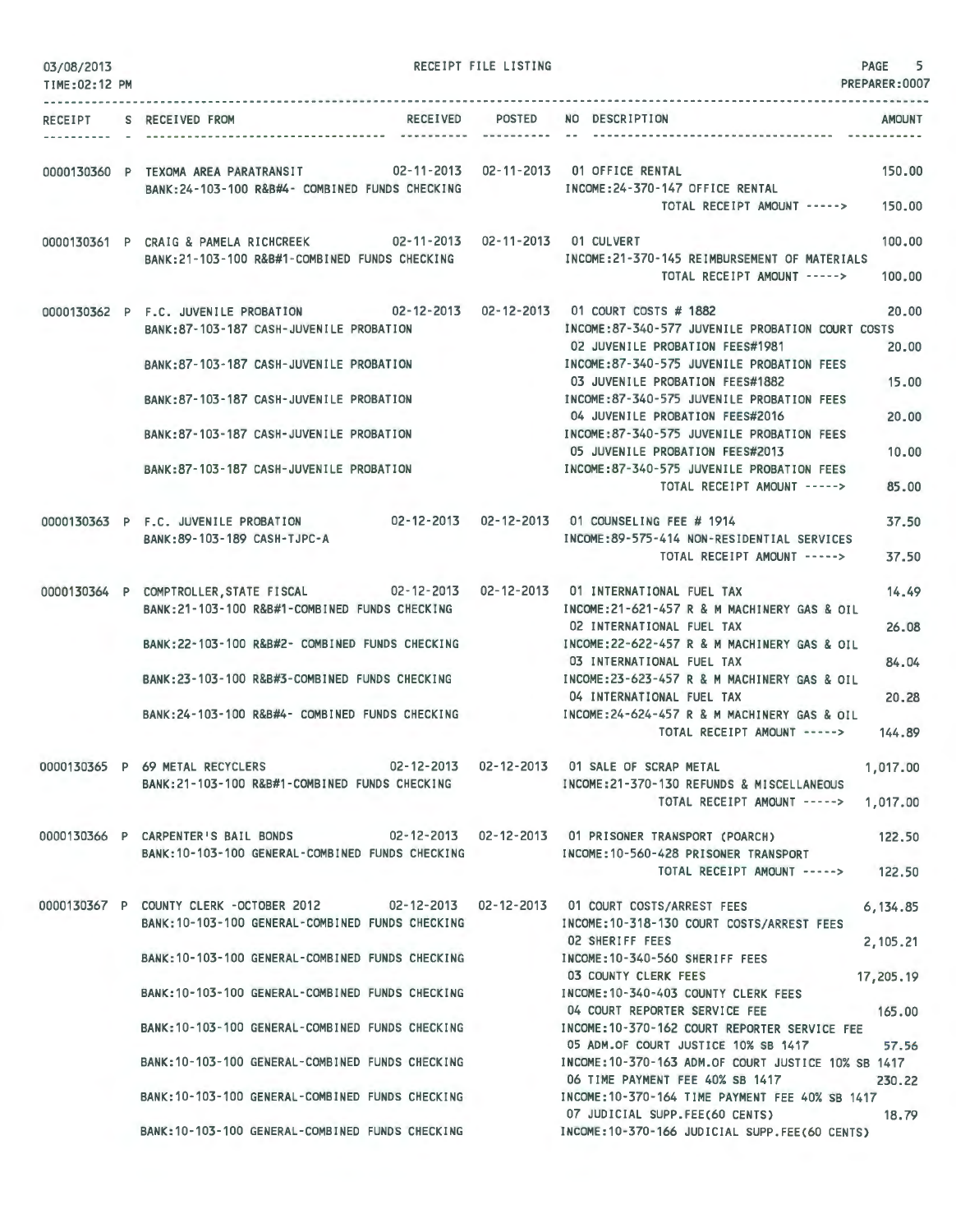03/08/2013 RECEIPT FILE LISTING PAGE 5
TIME:02:12 PM PREPARER:0007

| RECEIPT | S | RECEIVED FROM | RECEIVED | POSTED | NO | DESCRIPTION | AMOUNT |
|---|---|---|---|---|---|---|---|
| 0000130360 | P | TEXOMA AREA PARATRANSIT | 02-11-2013 | 02-11-2013 | 01 | OFFICE RENTAL | 150.00 |
| | | BANK:24-103-100 R&B#4- COMBINED FUNDS CHECKING | | | | INCOME:24-370-147 OFFICE RENTAL | |
| | | | | | | TOTAL RECEIPT AMOUNT -----> | 150.00 |
| 0000130361 | P | CRAIG & PAMELA RICHCREEK | 02-11-2013 | 02-11-2013 | 01 | CULVERT | 100.00 |
| | | BANK:21-103-100 R&B#1-COMBINED FUNDS CHECKING | | | | INCOME:21-370-145 REIMBURSEMENT OF MATERIALS | |
| | | | | | | TOTAL RECEIPT AMOUNT -----> | 100.00 |
| 0000130362 | P | F.C. JUVENILE PROBATION | 02-12-2013 | 02-12-2013 | 01 | COURT COSTS # 1882 | 20.00 |
| | | BANK:87-103-187 CASH-JUVENILE PROBATION | | | | INCOME:87-340-577 JUVENILE PROBATION COURT COSTS | |
| | | | | | 02 | JUVENILE PROBATION FEES#1981 | 20.00 |
| | | BANK:87-103-187 CASH-JUVENILE PROBATION | | | | INCOME:87-340-575 JUVENILE PROBATION FEES | |
| | | | | | 03 | JUVENILE PROBATION FEES#1882 | 15.00 |
| | | BANK:87-103-187 CASH-JUVENILE PROBATION | | | | INCOME:87-340-575 JUVENILE PROBATION FEES | |
| | | | | | 04 | JUVENILE PROBATION FEES#2016 | 20.00 |
| | | BANK:87-103-187 CASH-JUVENILE PROBATION | | | | INCOME:87-340-575 JUVENILE PROBATION FEES | |
| | | | | | 05 | JUVENILE PROBATION FEES#2013 | 10.00 |
| | | BANK:87-103-187 CASH-JUVENILE PROBATION | | | | INCOME:87-340-575 JUVENILE PROBATION FEES | |
| | | | | | | TOTAL RECEIPT AMOUNT -----> | 85.00 |
| 0000130363 | P | F.C. JUVENILE PROBATION | 02-12-2013 | 02-12-2013 | 01 | COUNSELING FEE # 1914 | 37.50 |
| | | BANK:89-103-189 CASH-TJPC-A | | | | INCOME:89-575-414 NON-RESIDENTIAL SERVICES | |
| | | | | | | TOTAL RECEIPT AMOUNT -----> | 37.50 |
| 0000130364 | P | COMPTROLLER,STATE FISCAL | 02-12-2013 | 02-12-2013 | 01 | INTERNATIONAL FUEL TAX | 14.49 |
| | | BANK:21-103-100 R&B#1-COMBINED FUNDS CHECKING | | | | INCOME:21-621-457 R & M MACHINERY GAS & OIL | |
| | | | | | 02 | INTERNATIONAL FUEL TAX | 26.08 |
| | | BANK:22-103-100 R&B#2- COMBINED FUNDS CHECKING | | | | INCOME:22-622-457 R & M MACHINERY GAS & OIL | |
| | | | | | 03 | INTERNATIONAL FUEL TAX | 84.04 |
| | | BANK:23-103-100 R&B#3-COMBINED FUNDS CHECKING | | | | INCOME:23-623-457 R & M MACHINERY GAS & OIL | |
| | | | | | 04 | INTERNATIONAL FUEL TAX | 20.28 |
| | | BANK:24-103-100 R&B#4- COMBINED FUNDS CHECKING | | | | INCOME:24-624-457 R & M MACHINERY GAS & OIL | |
| | | | | | | TOTAL RECEIPT AMOUNT -----> | 144.89 |
| 0000130365 | P | 69 METAL RECYCLERS | 02-12-2013 | 02-12-2013 | 01 | SALE OF SCRAP METAL | 1,017.00 |
| | | BANK:21-103-100 R&B#1-COMBINED FUNDS CHECKING | | | | INCOME:21-370-130 REFUNDS & MISCELLANEOUS | |
| | | | | | | TOTAL RECEIPT AMOUNT -----> | 1,017.00 |
| 0000130366 | P | CARPENTER'S BAIL BONDS | 02-12-2013 | 02-12-2013 | 01 | PRISONER TRANSPORT (POARCH) | 122.50 |
| | | BANK:10-103-100 GENERAL-COMBINED FUNDS CHECKING | | | | INCOME:10-560-428 PRISONER TRANSPORT | |
| | | | | | | TOTAL RECEIPT AMOUNT -----> | 122.50 |
| 0000130367 | P | COUNTY CLERK -OCTOBER 2012 | 02-12-2013 | 02-12-2013 | 01 | COURT COSTS/ARREST FEES | 6,134.85 |
| | | BANK:10-103-100 GENERAL-COMBINED FUNDS CHECKING | | | | INCOME:10-318-130 COURT COSTS/ARREST FEES | |
| | | | | | 02 | SHERIFF FEES | 2,105.21 |
| | | BANK:10-103-100 GENERAL-COMBINED FUNDS CHECKING | | | | INCOME:10-340-560 SHERIFF FEES | |
| | | | | | 03 | COUNTY CLERK FEES | 17,205.19 |
| | | BANK:10-103-100 GENERAL-COMBINED FUNDS CHECKING | | | | INCOME:10-340-403 COUNTY CLERK FEES | |
| | | | | | 04 | COURT REPORTER SERVICE FEE | 165.00 |
| | | BANK:10-103-100 GENERAL-COMBINED FUNDS CHECKING | | | | INCOME:10-370-162 COURT REPORTER SERVICE FEE | |
| | | | | | 05 | ADM.OF COURT JUSTICE 10% SB 1417 | 57.56 |
| | | BANK:10-103-100 GENERAL-COMBINED FUNDS CHECKING | | | | INCOME:10-370-163 ADM.OF COURT JUSTICE 10% SB 1417 | |
| | | | | | 06 | TIME PAYMENT FEE 40% SB 1417 | 230.22 |
| | | BANK:10-103-100 GENERAL-COMBINED FUNDS CHECKING | | | | INCOME:10-370-164 TIME PAYMENT FEE 40% SB 1417 | |
| | | | | | 07 | JUDICIAL SUPP.FEE(60 CENTS) | 18.79 |
| | | BANK:10-103-100 GENERAL-COMBINED FUNDS CHECKING | | | | INCOME:10-370-166 JUDICIAL SUPP.FEE(60 CENTS) | |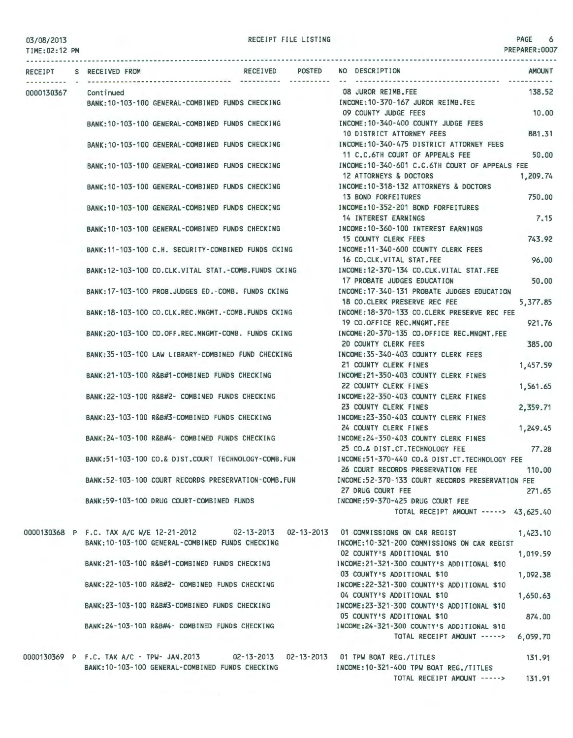03/08/2013 RECEIPT FILE LISTING
TIME:02:12 PM PREPARER:0007

| RECEIPT | S | RECEIVED FROM | RECEIVED | POSTED | NO | DESCRIPTION | AMOUNT |
|---|---|---|---|---|---|---|---|
| 0000130367 | | Continued | | | 08 | JUROR REIMB.FEE | 138.52 |
| | | BANK:10-103-100 GENERAL-COMBINED FUNDS CHECKING | | | | INCOME:10-370-167 JUROR REIMB.FEE | |
| | | | | | 09 | COUNTY JUDGE FEES | 10.00 |
| | | BANK:10-103-100 GENERAL-COMBINED FUNDS CHECKING | | | | INCOME:10-340-400 COUNTY JUDGE FEES | |
| | | | | | 10 | DISTRICT ATTORNEY FEES | 881.31 |
| | | BANK:10-103-100 GENERAL-COMBINED FUNDS CHECKING | | | | INCOME:10-340-475 DISTRICT ATTORNEY FEES | |
| | | | | | 11 | C.C.6TH COURT OF APPEALS FEE | 50.00 |
| | | BANK:10-103-100 GENERAL-COMBINED FUNDS CHECKING | | | | INCOME:10-340-601 C.C.6TH COURT OF APPEALS FEE | |
| | | | | | 12 | ATTORNEYS & DOCTORS | 1,209.74 |
| | | BANK:10-103-100 GENERAL-COMBINED FUNDS CHECKING | | | | INCOME:10-318-132 ATTORNEYS & DOCTORS | |
| | | | | | 13 | BOND FORFEITURES | 750.00 |
| | | BANK:10-103-100 GENERAL-COMBINED FUNDS CHECKING | | | | INCOME:10-352-201 BOND FORFEITURES | |
| | | | | | 14 | INTEREST EARNINGS | 7.15 |
| | | BANK:10-103-100 GENERAL-COMBINED FUNDS CHECKING | | | | INCOME:10-360-100 INTEREST EARNINGS | |
| | | | | | 15 | COUNTY CLERK FEES | 743.92 |
| | | BANK:11-103-100 C.H. SECURITY-COMBINED FUNDS CKING | | | | INCOME:11-340-600 COUNTY CLERK FEES | |
| | | | | | 16 | CO.CLK.VITAL STAT.FEE | 96.00 |
| | | BANK:12-103-100 CO.CLK.VITAL STAT.-COMB.FUNDS CKING | | | | INCOME:12-370-134 CO.CLK.VITAL STAT.FEE | |
| | | | | | 17 | PROBATE JUDGES EDUCATION | 50.00 |
| | | BANK:17-103-100 PROB.JUDGES ED.-COMB. FUNDS CKING | | | | INCOME:17-340-131 PROBATE JUDGES EDUCATION | |
| | | | | | 18 | CO.CLERK PRESERVE REC FEE | 5,377.85 |
| | | BANK:18-103-100 CO.CLK.REC.MNGMT.-COMB.FUNDS CKING | | | | INCOME:18-370-133 CO.CLERK PRESERVE REC FEE | |
| | | | | | 19 | CO.OFFICE REC.MNGMT.FEE | 921.76 |
| | | BANK:20-103-100 CO.OFF.REC.MNGMT-COMB. FUNDS CKING | | | | INCOME:20-370-135 CO.OFFICE REC.MNGMT.FEE | |
| | | | | | 20 | COUNTY CLERK FEES | 385.00 |
| | | BANK:35-103-100 LAW LIBRARY-COMBINED FUND CHECKING | | | | INCOME:35-340-403 COUNTY CLERK FEES | |
| | | | | | 21 | COUNTY CLERK FINES | 1,457.59 |
| | | BANK:21-103-100 R&B#1-COMBINED FUNDS CHECKING | | | | INCOME:21-350-403 COUNTY CLERK FINES | |
| | | | | | 22 | COUNTY CLERK FINES | 1,561.65 |
| | | BANK:22-103-100 R&B#2- COMBINED FUNDS CHECKING | | | | INCOME:22-350-403 COUNTY CLERK FINES | |
| | | | | | 23 | COUNTY CLERK FINES | 2,359.71 |
| | | BANK:23-103-100 R&B#3-COMBINED FUNDS CHECKING | | | | INCOME:23-350-403 COUNTY CLERK FINES | |
| | | | | | 24 | COUNTY CLERK FINES | 1,249.45 |
| | | BANK:24-103-100 R&B#4- COMBINED FUNDS CHECKING | | | | INCOME:24-350-403 COUNTY CLERK FINES | |
| | | | | | 25 | CO.& DIST.CT.TECHNOLOGY FEE | 77.28 |
| | | BANK:51-103-100 CO.& DIST.COURT TECHNOLOGY-COMB.FUN | | | | INCOME:51-370-440 CO.& DIST.CT.TECHNOLOGY FEE | |
| | | | | | 26 | COURT RECORDS PRESERVATION FEE | 110.00 |
| | | BANK:52-103-100 COURT RECORDS PRESERVATION-COMB.FUN | | | | INCOME:52-370-133 COURT RECORDS PRESERVATION FEE | |
| | | | | | 27 | DRUG COURT FEE | 271.65 |
| | | BANK:59-103-100 DRUG COURT-COMBINED FUNDS | | | | INCOME:59-370-425 DRUG COURT FEE | |
| | | | | | | TOTAL RECEIPT AMOUNT -----> | 43,625.40 |
| 0000130368 | P | F.C. TAX A/C W/E 12-21-2012 | 02-13-2013 | 02-13-2013 | 01 | COMMISSIONS ON CAR REGIST | 1,423.10 |
| | | BANK:10-103-100 GENERAL-COMBINED FUNDS CHECKING | | | | INCOME:10-321-200 COMMISSIONS ON CAR REGIST | |
| | | | | | 02 | COUNTY'S ADDITIONAL $10 | 1,019.59 |
| | | BANK:21-103-100 R&B#1-COMBINED FUNDS CHECKING | | | | INCOME:21-321-300 COUNTY'S ADDITIONAL $10 | |
| | | | | | 03 | COUNTY'S ADDITIONAL $10 | 1,092.38 |
| | | BANK:22-103-100 R&B#2- COMBINED FUNDS CHECKING | | | | INCOME:22-321-300 COUNTY'S ADDITIONAL $10 | |
| | | | | | 04 | COUNTY'S ADDITIONAL $10 | 1,650.63 |
| | | BANK:23-103-100 R&B#3-COMBINED FUNDS CHECKING | | | | INCOME:23-321-300 COUNTY'S ADDITIONAL $10 | |
| | | | | | 05 | COUNTY'S ADDITIONAL $10 | 874.00 |
| | | BANK:24-103-100 R&B#4- COMBINED FUNDS CHECKING | | | | INCOME:24-321-300 COUNTY'S ADDITIONAL $10 | |
| | | | | | | TOTAL RECEIPT AMOUNT -----> | 6,059.70 |
| 0000130369 | P | F.C. TAX A/C - TPW- JAN.2013 | 02-13-2013 | 02-13-2013 | 01 | TPW BOAT REG./TITLES | 131.91 |
| | | BANK:10-103-100 GENERAL-COMBINED FUNDS CHECKING | | | | INCOME:10-321-400 TPW BOAT REG./TITLES | |
| | | | | | | TOTAL RECEIPT AMOUNT -----> | 131.91 |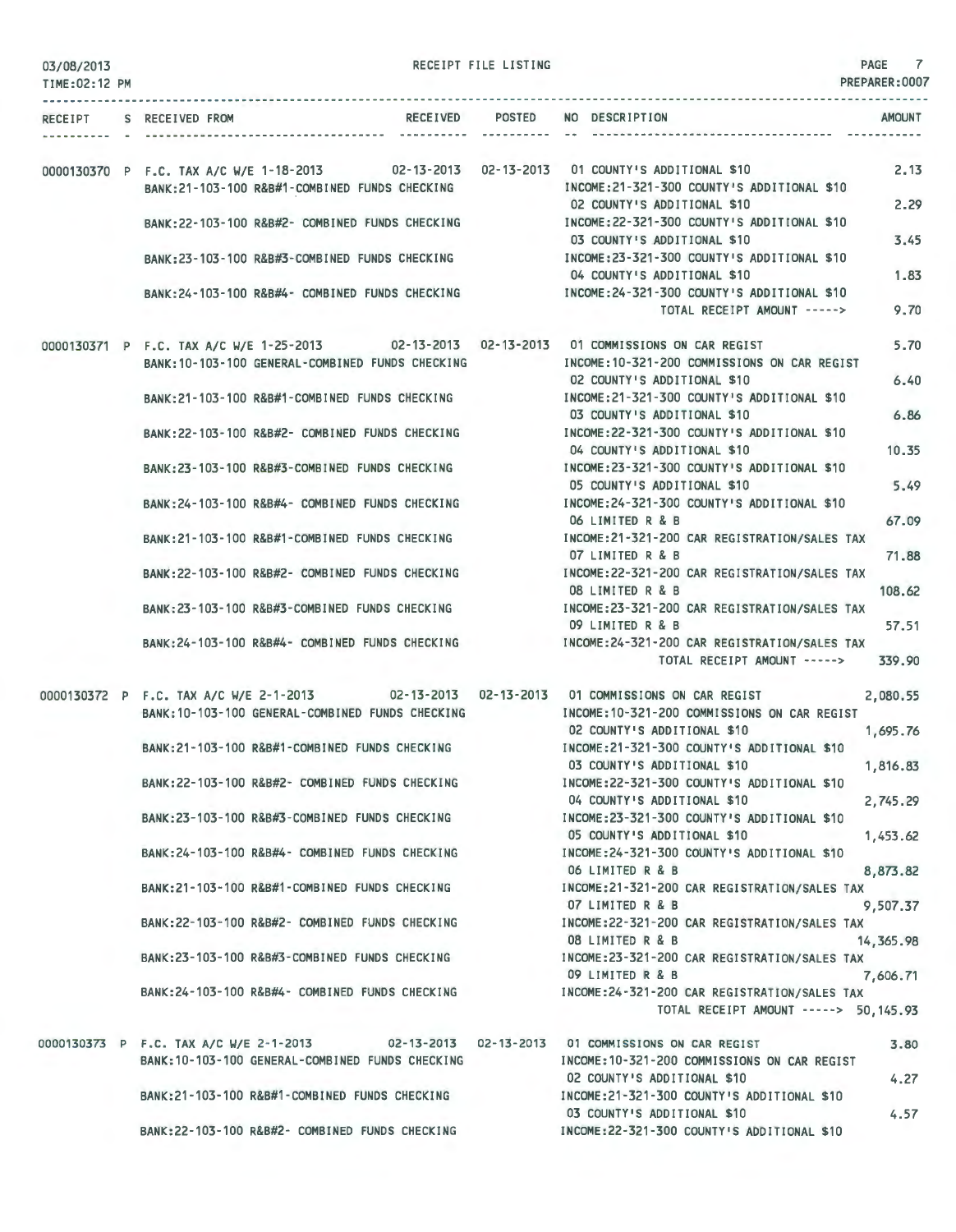03/08/2013 RECEIPT FILE LISTING PAGE 7
TIME:02:12 PM PREPARER:0007

| RECEIPT | S | RECEIVED FROM | RECEIVED | POSTED | NO | DESCRIPTION | AMOUNT |
|---|---|---|---|---|---|---|---|
| 0000130370 | P | F.C. TAX A/C W/E 1-18-2013 | 02-13-2013 | 02-13-2013 | 01 | COUNTY'S ADDITIONAL $10 | 2.13 |
| | | BANK:21-103-100 R&B#1-COMBINED FUNDS CHECKING | | | | INCOME:21-321-300 COUNTY'S ADDITIONAL $10 | |
| | | | | | 02 | COUNTY'S ADDITIONAL $10 | 2.29 |
| | | BANK:22-103-100 R&B#2- COMBINED FUNDS CHECKING | | | | INCOME:22-321-300 COUNTY'S ADDITIONAL $10 | |
| | | | | | 03 | COUNTY'S ADDITIONAL $10 | 3.45 |
| | | BANK:23-103-100 R&B#3-COMBINED FUNDS CHECKING | | | | INCOME:23-321-300 COUNTY'S ADDITIONAL $10 | |
| | | | | | 04 | COUNTY'S ADDITIONAL $10 | 1.83 |
| | | BANK:24-103-100 R&B#4- COMBINED FUNDS CHECKING | | | | INCOME:24-321-300 COUNTY'S ADDITIONAL $10 | |
| | | | | | | TOTAL RECEIPT AMOUNT -----> | 9.70 |
| 0000130371 | P | F.C. TAX A/C W/E 1-25-2013 | 02-13-2013 | 02-13-2013 | 01 | COMMISSIONS ON CAR REGIST | 5.70 |
| | | BANK:10-103-100 GENERAL-COMBINED FUNDS CHECKING | | | | INCOME:10-321-200 COMMISSIONS ON CAR REGIST | |
| | | | | | 02 | COUNTY'S ADDITIONAL $10 | 6.40 |
| | | BANK:21-103-100 R&B#1-COMBINED FUNDS CHECKING | | | | INCOME:21-321-300 COUNTY'S ADDITIONAL $10 | |
| | | | | | 03 | COUNTY'S ADDITIONAL $10 | 6.86 |
| | | BANK:22-103-100 R&B#2- COMBINED FUNDS CHECKING | | | | INCOME:22-321-300 COUNTY'S ADDITIONAL $10 | |
| | | | | | 04 | COUNTY'S ADDITIONAL $10 | 10.35 |
| | | BANK:23-103-100 R&B#3-COMBINED FUNDS CHECKING | | | | INCOME:23-321-300 COUNTY'S ADDITIONAL $10 | |
| | | | | | 05 | COUNTY'S ADDITIONAL $10 | 5.49 |
| | | BANK:24-103-100 R&B#4- COMBINED FUNDS CHECKING | | | | INCOME:24-321-300 COUNTY'S ADDITIONAL $10 | |
| | | | | | 06 | LIMITED R & B | 67.09 |
| | | BANK:21-103-100 R&B#1-COMBINED FUNDS CHECKING | | | | INCOME:21-321-200 CAR REGISTRATION/SALES TAX | |
| | | | | | 07 | LIMITED R & B | 71.88 |
| | | BANK:22-103-100 R&B#2- COMBINED FUNDS CHECKING | | | | INCOME:22-321-200 CAR REGISTRATION/SALES TAX | |
| | | | | | 08 | LIMITED R & B | 108.62 |
| | | BANK:23-103-100 R&B#3-COMBINED FUNDS CHECKING | | | | INCOME:23-321-200 CAR REGISTRATION/SALES TAX | |
| | | | | | 09 | LIMITED R & B | 57.51 |
| | | BANK:24-103-100 R&B#4- COMBINED FUNDS CHECKING | | | | INCOME:24-321-200 CAR REGISTRATION/SALES TAX | |
| | | | | | | TOTAL RECEIPT AMOUNT -----> | 339.90 |
| 0000130372 | P | F.C. TAX A/C W/E 2-1-2013 | 02-13-2013 | 02-13-2013 | 01 | COMMISSIONS ON CAR REGIST | 2,080.55 |
| | | BANK:10-103-100 GENERAL-COMBINED FUNDS CHECKING | | | | INCOME:10-321-200 COMMISSIONS ON CAR REGIST | |
| | | | | | 02 | COUNTY'S ADDITIONAL $10 | 1,695.76 |
| | | BANK:21-103-100 R&B#1-COMBINED FUNDS CHECKING | | | | INCOME:21-321-300 COUNTY'S ADDITIONAL $10 | |
| | | | | | 03 | COUNTY'S ADDITIONAL $10 | 1,816.83 |
| | | BANK:22-103-100 R&B#2- COMBINED FUNDS CHECKING | | | | INCOME:22-321-300 COUNTY'S ADDITIONAL $10 | |
| | | | | | 04 | COUNTY'S ADDITIONAL $10 | 2,745.29 |
| | | BANK:23-103-100 R&B#3-COMBINED FUNDS CHECKING | | | | INCOME:23-321-300 COUNTY'S ADDITIONAL $10 | |
| | | | | | 05 | COUNTY'S ADDITIONAL $10 | 1,453.62 |
| | | BANK:24-103-100 R&B#4- COMBINED FUNDS CHECKING | | | | INCOME:24-321-300 COUNTY'S ADDITIONAL $10 | |
| | | | | | 06 | LIMITED R & B | 8,873.82 |
| | | BANK:21-103-100 R&B#1-COMBINED FUNDS CHECKING | | | | INCOME:21-321-200 CAR REGISTRATION/SALES TAX | |
| | | | | | 07 | LIMITED R & B | 9,507.37 |
| | | BANK:22-103-100 R&B#2- COMBINED FUNDS CHECKING | | | | INCOME:22-321-200 CAR REGISTRATION/SALES TAX | |
| | | | | | 08 | LIMITED R & B | 14,365.98 |
| | | BANK:23-103-100 R&B#3-COMBINED FUNDS CHECKING | | | | INCOME:23-321-200 CAR REGISTRATION/SALES TAX | |
| | | | | | 09 | LIMITED R & B | 7,606.71 |
| | | BANK:24-103-100 R&B#4- COMBINED FUNDS CHECKING | | | | INCOME:24-321-200 CAR REGISTRATION/SALES TAX | |
| | | | | | | TOTAL RECEIPT AMOUNT -----> | 50,145.93 |
| 0000130373 | P | F.C. TAX A/C W/E 2-1-2013 | 02-13-2013 | 02-13-2013 | 01 | COMMISSIONS ON CAR REGIST | 3.80 |
| | | BANK:10-103-100 GENERAL-COMBINED FUNDS CHECKING | | | | INCOME:10-321-200 COMMISSIONS ON CAR REGIST | |
| | | | | | 02 | COUNTY'S ADDITIONAL $10 | 4.27 |
| | | BANK:21-103-100 R&B#1-COMBINED FUNDS CHECKING | | | | INCOME:21-321-300 COUNTY'S ADDITIONAL $10 | |
| | | | | | 03 | COUNTY'S ADDITIONAL $10 | 4.57 |
| | | BANK:22-103-100 R&B#2- COMBINED FUNDS CHECKING | | | | INCOME:22-321-300 COUNTY'S ADDITIONAL $10 | |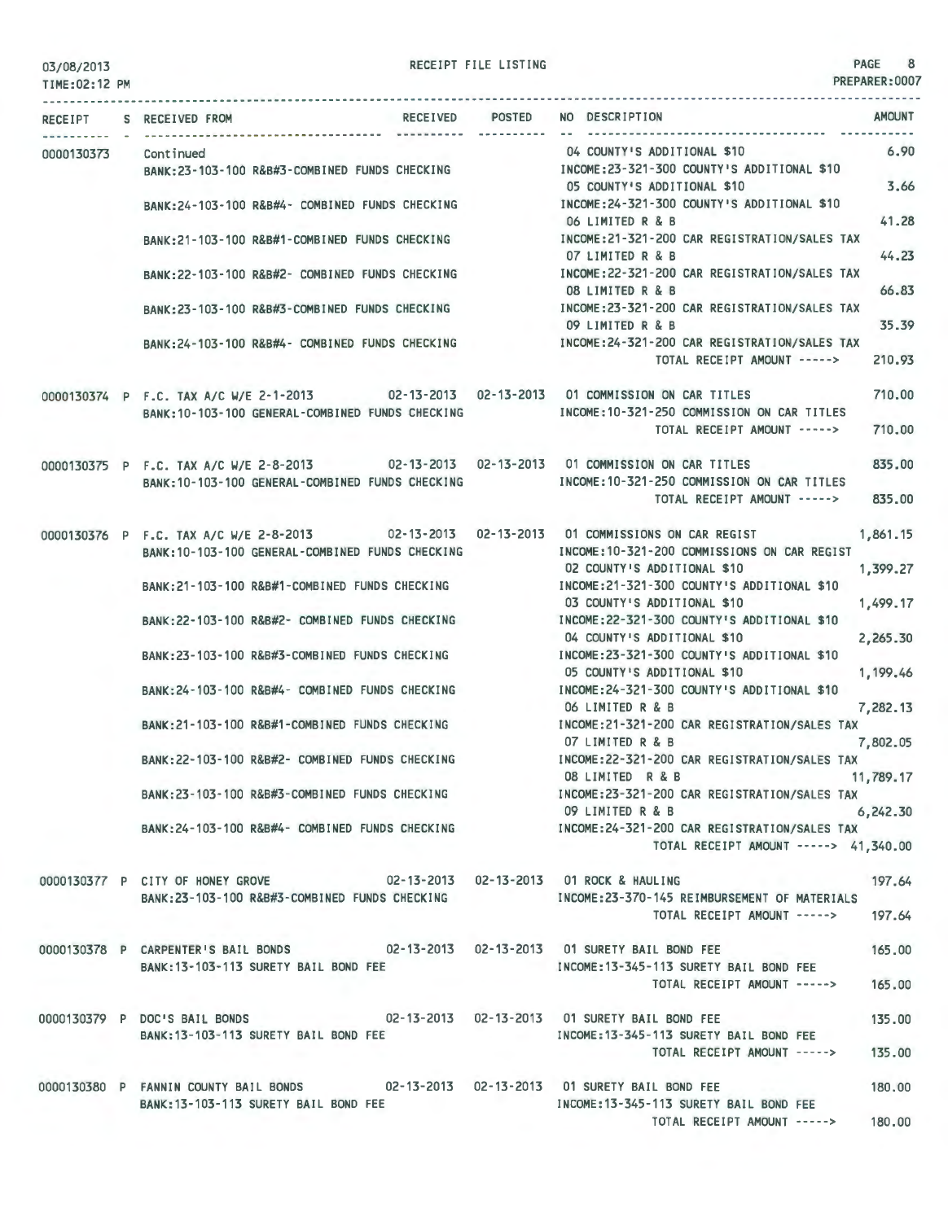03/08/2013 RECEIPT FILE LISTING PAGE 8
TIME:02:12 PM PREPARER:0007

| RECEIPT | S | RECEIVED FROM | RECEIVED | POSTED | NO | DESCRIPTION | AMOUNT |
|---|---|---|---|---|---|---|---|
| 0000130373 | | Continued | | | 04 | COUNTY'S ADDITIONAL $10 | 6.90 |
| | | BANK:23-103-100 R&B#3-COMBINED FUNDS CHECKING | | | | INCOME:23-321-300 COUNTY'S ADDITIONAL $10 | |
| | | | | | 05 | COUNTY'S ADDITIONAL $10 | 3.66 |
| | | BANK:24-103-100 R&B#4- COMBINED FUNDS CHECKING | | | | INCOME:24-321-300 COUNTY'S ADDITIONAL $10 | |
| | | | | | 06 | LIMITED R & B | 41.28 |
| | | BANK:21-103-100 R&B#1-COMBINED FUNDS CHECKING | | | | INCOME:21-321-200 CAR REGISTRATION/SALES TAX | |
| | | | | | 07 | LIMITED R & B | 44.23 |
| | | BANK:22-103-100 R&B#2- COMBINED FUNDS CHECKING | | | | INCOME:22-321-200 CAR REGISTRATION/SALES TAX | |
| | | | | | 08 | LIMITED R & B | 66.83 |
| | | BANK:23-103-100 R&B#3-COMBINED FUNDS CHECKING | | | | INCOME:23-321-200 CAR REGISTRATION/SALES TAX | |
| | | | | | 09 | LIMITED R & B | 35.39 |
| | | BANK:24-103-100 R&B#4- COMBINED FUNDS CHECKING | | | | INCOME:24-321-200 CAR REGISTRATION/SALES TAX | |
| | | | | | | TOTAL RECEIPT AMOUNT -----> | 210.93 |
| 0000130374 | P | F.C. TAX A/C W/E 2-1-2013 | 02-13-2013 | 02-13-2013 | 01 | COMMISSION ON CAR TITLES | 710.00 |
| | | BANK:10-103-100 GENERAL-COMBINED FUNDS CHECKING | | | | INCOME:10-321-250 COMMISSION ON CAR TITLES | |
| | | | | | | TOTAL RECEIPT AMOUNT -----> | 710.00 |
| 0000130375 | P | F.C. TAX A/C W/E 2-8-2013 | 02-13-2013 | 02-13-2013 | 01 | COMMISSION ON CAR TITLES | 835.00 |
| | | BANK:10-103-100 GENERAL-COMBINED FUNDS CHECKING | | | | INCOME:10-321-250 COMMISSION ON CAR TITLES | |
| | | | | | | TOTAL RECEIPT AMOUNT -----> | 835.00 |
| 0000130376 | P | F.C. TAX A/C W/E 2-8-2013 | 02-13-2013 | 02-13-2013 | 01 | COMMISSIONS ON CAR REGIST | 1,861.15 |
| | | BANK:10-103-100 GENERAL-COMBINED FUNDS CHECKING | | | | INCOME:10-321-200 COMMISSIONS ON CAR REGIST | |
| | | | | | 02 | COUNTY'S ADDITIONAL $10 | 1,399.27 |
| | | BANK:21-103-100 R&B#1-COMBINED FUNDS CHECKING | | | | INCOME:21-321-300 COUNTY'S ADDITIONAL $10 | |
| | | | | | 03 | COUNTY'S ADDITIONAL $10 | 1,499.17 |
| | | BANK:22-103-100 R&B#2- COMBINED FUNDS CHECKING | | | | INCOME:22-321-300 COUNTY'S ADDITIONAL $10 | |
| | | | | | 04 | COUNTY'S ADDITIONAL $10 | 2,265.30 |
| | | BANK:23-103-100 R&B#3-COMBINED FUNDS CHECKING | | | | INCOME:23-321-300 COUNTY'S ADDITIONAL $10 | |
| | | | | | 05 | COUNTY'S ADDITIONAL $10 | 1,199.46 |
| | | BANK:24-103-100 R&B#4- COMBINED FUNDS CHECKING | | | | INCOME:24-321-300 COUNTY'S ADDITIONAL $10 | |
| | | | | | 06 | LIMITED R & B | 7,282.13 |
| | | BANK:21-103-100 R&B#1-COMBINED FUNDS CHECKING | | | | INCOME:21-321-200 CAR REGISTRATION/SALES TAX | |
| | | | | | 07 | LIMITED R & B | 7,802.05 |
| | | BANK:22-103-100 R&B#2- COMBINED FUNDS CHECKING | | | | INCOME:22-321-200 CAR REGISTRATION/SALES TAX | |
| | | | | | 08 | LIMITED R & B | 11,789.17 |
| | | BANK:23-103-100 R&B#3-COMBINED FUNDS CHECKING | | | | INCOME:23-321-200 CAR REGISTRATION/SALES TAX | |
| | | | | | 09 | LIMITED R & B | 6,242.30 |
| | | BANK:24-103-100 R&B#4- COMBINED FUNDS CHECKING | | | | INCOME:24-321-200 CAR REGISTRATION/SALES TAX | |
| | | | | | | TOTAL RECEIPT AMOUNT -----> | 41,340.00 |
| 0000130377 | P | CITY OF HONEY GROVE | 02-13-2013 | 02-13-2013 | 01 | ROCK & HAULING | 197.64 |
| | | BANK:23-103-100 R&B#3-COMBINED FUNDS CHECKING | | | | INCOME:23-370-145 REIMBURSEMENT OF MATERIALS | |
| | | | | | | TOTAL RECEIPT AMOUNT -----> | 197.64 |
| 0000130378 | P | CARPENTER'S BAIL BONDS | 02-13-2013 | 02-13-2013 | 01 | SURETY BAIL BOND FEE | 165.00 |
| | | BANK:13-103-113 SURETY BAIL BOND FEE | | | | INCOME:13-345-113 SURETY BAIL BOND FEE | |
| | | | | | | TOTAL RECEIPT AMOUNT -----> | 165.00 |
| 0000130379 | P | DOC'S BAIL BONDS | 02-13-2013 | 02-13-2013 | 01 | SURETY BAIL BOND FEE | 135.00 |
| | | BANK:13-103-113 SURETY BAIL BOND FEE | | | | INCOME:13-345-113 SURETY BAIL BOND FEE | |
| | | | | | | TOTAL RECEIPT AMOUNT -----> | 135.00 |
| 0000130380 | P | FANNIN COUNTY BAIL BONDS | 02-13-2013 | 02-13-2013 | 01 | SURETY BAIL BOND FEE | 180.00 |
| | | BANK:13-103-113 SURETY BAIL BOND FEE | | | | INCOME:13-345-113 SURETY BAIL BOND FEE | |
| | | | | | | TOTAL RECEIPT AMOUNT -----> | 180.00 |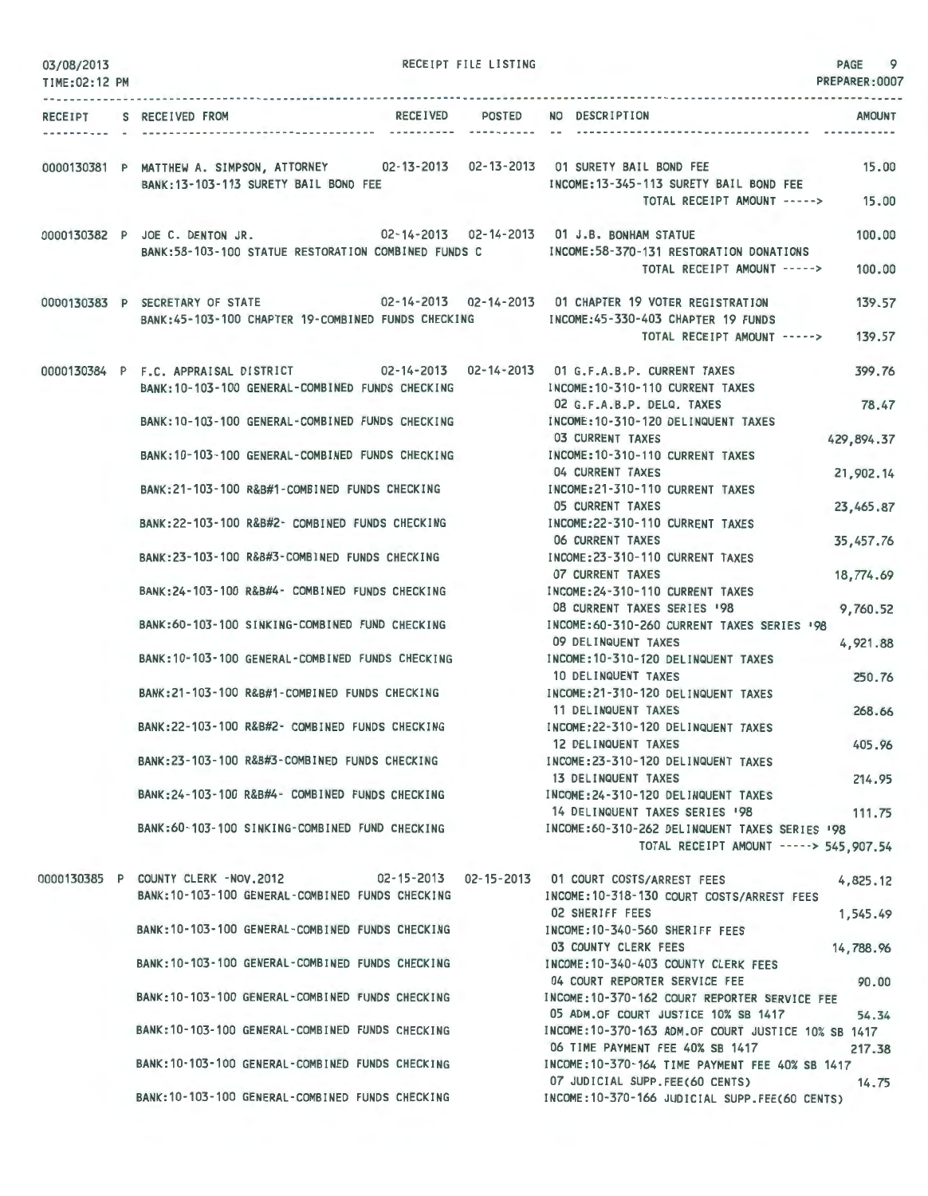03/08/2013
TIME:02:12 PM

RECEIPT FILE LISTING

PREPARER:0007

| RECEIPT | S | RECEIVED FROM | RECEIVED | POSTED | NO | DESCRIPTION | AMOUNT |
|---|---|---|---|---|---|---|---|
| 0000130381 | P | MATTHEW A. SIMPSON, ATTORNEY | 02-13-2013 | 02-13-2013 | 01 | SURETY BAIL BOND FEE | 15.00 |
| | | BANK:13-103-113 SURETY BAIL BOND FEE | | | | INCOME:13-345-113 SURETY BAIL BOND FEE | |
| | | | | | | TOTAL RECEIPT AMOUNT -----> | 15.00 |
| 0000130382 | P | JOE C. DENTON JR. | 02-14-2013 | 02-14-2013 | 01 | J.B. BONHAM STATUE | 100.00 |
| | | BANK:58-103-100 STATUE RESTORATION COMBINED FUNDS C | | | | INCOME:58-370-131 RESTORATION DONATIONS | |
| | | | | | | TOTAL RECEIPT AMOUNT -----> | 100.00 |
| 0000130383 | P | SECRETARY OF STATE | 02-14-2013 | 02-14-2013 | 01 | CHAPTER 19 VOTER REGISTRATION | 139.57 |
| | | BANK:45-103-100 CHAPTER 19-COMBINED FUNDS CHECKING | | | | INCOME:45-330-403 CHAPTER 19 FUNDS | |
| | | | | | | TOTAL RECEIPT AMOUNT -----> | 139.57 |
| 0000130384 | P | F.C. APPRAISAL DISTRICT | 02-14-2013 | 02-14-2013 | 01 | G.F.A.B.P. CURRENT TAXES | 399.76 |
| | | BANK:10-103-100 GENERAL-COMBINED FUNDS CHECKING | | | | INCOME:10-310-110 CURRENT TAXES | |
| | | | | | 02 | G.F.A.B.P. DELQ. TAXES | 78.47 |
| | | BANK:10-103-100 GENERAL-COMBINED FUNDS CHECKING | | | | INCOME:10-310-120 DELINQUENT TAXES | |
| | | | | | 03 | CURRENT TAXES | 429,894.37 |
| | | BANK:10-103-100 GENERAL-COMBINED FUNDS CHECKING | | | | INCOME:10-310-110 CURRENT TAXES | |
| | | | | | 04 | CURRENT TAXES | 21,902.14 |
| | | BANK:21-103-100 R&B#1-COMBINED FUNDS CHECKING | | | | INCOME:21-310-110 CURRENT TAXES | |
| | | | | | 05 | CURRENT TAXES | 23,465.87 |
| | | BANK:22-103-100 R&B#2- COMBINED FUNDS CHECKING | | | | INCOME:22-310-110 CURRENT TAXES | |
| | | | | | 06 | CURRENT TAXES | 35,457.76 |
| | | BANK:23-103-100 R&B#3-COMBINED FUNDS CHECKING | | | | INCOME:23-310-110 CURRENT TAXES | |
| | | | | | 07 | CURRENT TAXES | 18,774.69 |
| | | BANK:24-103-100 R&B#4- COMBINED FUNDS CHECKING | | | | INCOME:24-310-110 CURRENT TAXES | |
| | | | | | 08 | CURRENT TAXES SERIES '98 | 9,760.52 |
| | | BANK:60-103-100 SINKING-COMBINED FUND CHECKING | | | | INCOME:60-310-260 CURRENT TAXES SERIES '98 | |
| | | | | | 09 | DELINQUENT TAXES | 4,921.88 |
| | | BANK:10-103-100 GENERAL-COMBINED FUNDS CHECKING | | | | INCOME:10-310-120 DELINQUENT TAXES | |
| | | | | | 10 | DELINQUENT TAXES | 250.76 |
| | | BANK:21-103-100 R&B#1-COMBINED FUNDS CHECKING | | | | INCOME:21-310-120 DELINQUENT TAXES | |
| | | | | | 11 | DELINQUENT TAXES | 268.66 |
| | | BANK:22-103-100 R&B#2- COMBINED FUNDS CHECKING | | | | INCOME:22-310-120 DELINQUENT TAXES | |
| | | | | | 12 | DELINQUENT TAXES | 405.96 |
| | | BANK:23-103-100 R&B#3-COMBINED FUNDS CHECKING | | | | INCOME:23-310-120 DELINQUENT TAXES | |
| | | | | | 13 | DELINQUENT TAXES | 214.95 |
| | | BANK:24-103-100 R&B#4- COMBINED FUNDS CHECKING | | | | INCOME:24-310-120 DELINQUENT TAXES | |
| | | | | | 14 | DELINQUENT TAXES SERIES '98 | 111.75 |
| | | BANK:60-103-100 SINKING-COMBINED FUND CHECKING | | | | INCOME:60-310-262 DELINQUENT TAXES SERIES '98 | |
| | | | | | | TOTAL RECEIPT AMOUNT -----> | 545,907.54 |
| 0000130385 | P | COUNTY CLERK -NOV.2012 | 02-15-2013 | 02-15-2013 | 01 | COURT COSTS/ARREST FEES | 4,825.12 |
| | | BANK:10-103-100 GENERAL-COMBINED FUNDS CHECKING | | | | INCOME:10-318-130 COURT COSTS/ARREST FEES | |
| | | | | | 02 | SHERIFF FEES | 1,545.49 |
| | | BANK:10-103-100 GENERAL-COMBINED FUNDS CHECKING | | | | INCOME:10-340-560 SHERIFF FEES | |
| | | | | | 03 | COUNTY CLERK FEES | 14,788.96 |
| | | BANK:10-103-100 GENERAL-COMBINED FUNDS CHECKING | | | | INCOME:10-340-403 COUNTY CLERK FEES | |
| | | | | | 04 | COURT REPORTER SERVICE FEE | 90.00 |
| | | BANK:10-103-100 GENERAL-COMBINED FUNDS CHECKING | | | | INCOME:10-370-162 COURT REPORTER SERVICE FEE | |
| | | | | | 05 | ADM.OF COURT JUSTICE 10% SB 1417 | 54.34 |
| | | BANK:10-103-100 GENERAL-COMBINED FUNDS CHECKING | | | | INCOME:10-370-163 ADM.OF COURT JUSTICE 10% SB 1417 | |
| | | | | | 06 | TIME PAYMENT FEE 40% SB 1417 | 217.38 |
| | | BANK:10-103-100 GENERAL-COMBINED FUNDS CHECKING | | | | INCOME:10-370-164 TIME PAYMENT FEE 40% SB 1417 | |
| | | | | | 07 | JUDICIAL SUPP.FEE(60 CENTS) | 14.75 |
| | | BANK:10-103-100 GENERAL-COMBINED FUNDS CHECKING | | | | INCOME:10-370-166 JUDICIAL SUPP.FEE(60 CENTS) | |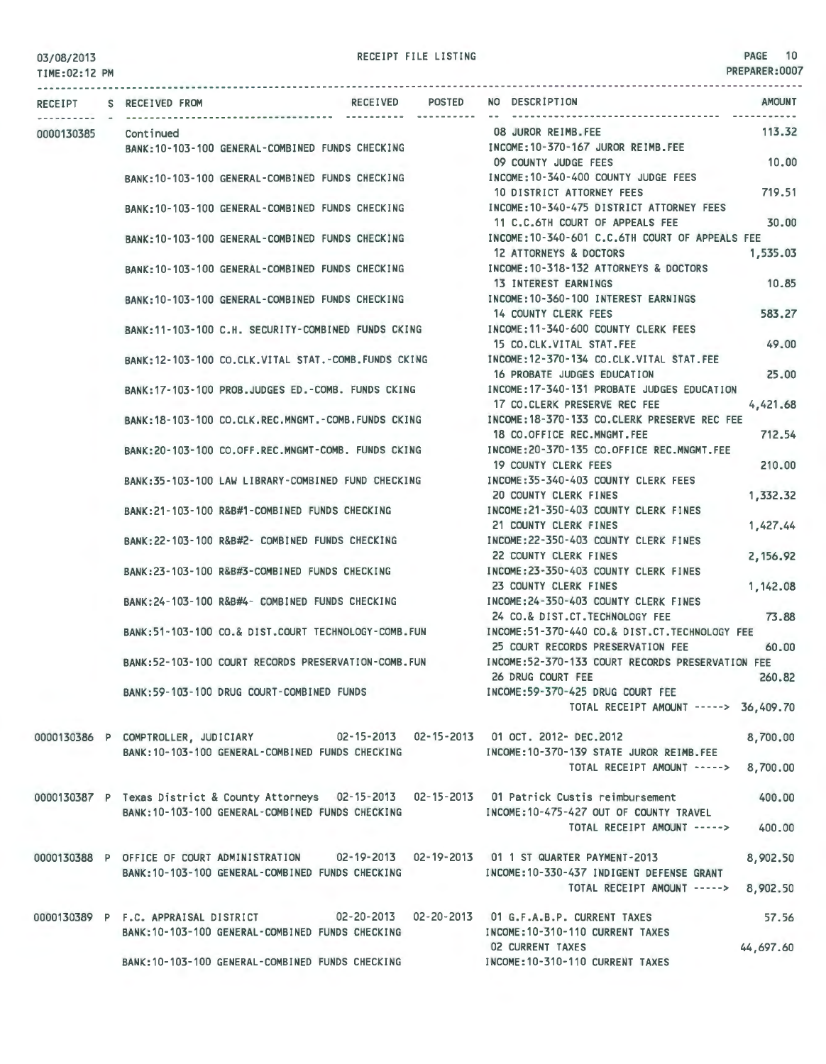03/08/2013
TIME:02:12 PM

RECEIPT FILE LISTING

PREPARER:0007

| RECEIPT | S | RECEIVED FROM | RECEIVED | POSTED | NO DESCRIPTION | AMOUNT |
|---|---|---|---|---|---|---|
| 0000130385 | | Continued | | | 08 JUROR REIMB.FEE | 113.32 |
| | | BANK:10-103-100 GENERAL-COMBINED FUNDS CHECKING | | | INCOME:10-370-167 JUROR REIMB.FEE | |
| | | | | | 09 COUNTY JUDGE FEES | 10.00 |
| | | BANK:10-103-100 GENERAL-COMBINED FUNDS CHECKING | | | INCOME:10-340-400 COUNTY JUDGE FEES | |
| | | | | | 10 DISTRICT ATTORNEY FEES | 719.51 |
| | | BANK:10-103-100 GENERAL-COMBINED FUNDS CHECKING | | | INCOME:10-340-475 DISTRICT ATTORNEY FEES | |
| | | | | | 11 C.C.6TH COURT OF APPEALS FEE | 30.00 |
| | | BANK:10-103-100 GENERAL-COMBINED FUNDS CHECKING | | | INCOME:10-340-601 C.C.6TH COURT OF APPEALS FEE | |
| | | | | | 12 ATTORNEYS & DOCTORS | 1,535.03 |
| | | BANK:10-103-100 GENERAL-COMBINED FUNDS CHECKING | | | INCOME:10-318-132 ATTORNEYS & DOCTORS | |
| | | | | | 13 INTEREST EARNINGS | 10.85 |
| | | BANK:10-103-100 GENERAL-COMBINED FUNDS CHECKING | | | INCOME:10-360-100 INTEREST EARNINGS | |
| | | | | | 14 COUNTY CLERK FEES | 583.27 |
| | | BANK:11-103-100 C.H. SECURITY-COMBINED FUNDS CKING | | | INCOME:11-340-600 COUNTY CLERK FEES | |
| | | | | | 15 CO.CLK.VITAL STAT.FEE | 49.00 |
| | | BANK:12-103-100 CO.CLK.VITAL STAT.-COMB.FUNDS CKING | | | INCOME:12-370-134 CO.CLK.VITAL STAT.FEE | |
| | | | | | 16 PROBATE JUDGES EDUCATION | 25.00 |
| | | BANK:17-103-100 PROB.JUDGES ED.-COMB. FUNDS CKING | | | INCOME:17-340-131 PROBATE JUDGES EDUCATION | |
| | | | | | 17 CO.CLERK PRESERVE REC FEE | 4,421.68 |
| | | BANK:18-103-100 CO.CLK.REC.MNGMT.-COMB.FUNDS CKING | | | INCOME:18-370-133 CO.CLERK PRESERVE REC FEE | |
| | | | | | 18 CO.OFFICE REC.MNGMT.FEE | 712.54 |
| | | BANK:20-103-100 CO.OFF.REC.MNGMT-COMB. FUNDS CKING | | | INCOME:20-370-135 CO.OFFICE REC.MNGMT.FEE | |
| | | | | | 19 COUNTY CLERK FEES | 210.00 |
| | | BANK:35-103-100 LAW LIBRARY-COMBINED FUND CHECKING | | | INCOME:35-340-403 COUNTY CLERK FEES | |
| | | | | | 20 COUNTY CLERK FINES | 1,332.32 |
| | | BANK:21-103-100 R&B#1-COMBINED FUNDS CHECKING | | | INCOME:21-350-403 COUNTY CLERK FINES | |
| | | | | | 21 COUNTY CLERK FINES | 1,427.44 |
| | | BANK:22-103-100 R&B#2- COMBINED FUNDS CHECKING | | | INCOME:22-350-403 COUNTY CLERK FINES | |
| | | | | | 22 COUNTY CLERK FINES | 2,156.92 |
| | | BANK:23-103-100 R&B#3-COMBINED FUNDS CHECKING | | | INCOME:23-350-403 COUNTY CLERK FINES | |
| | | | | | 23 COUNTY CLERK FINES | 1,142.08 |
| | | BANK:24-103-100 R&B#4- COMBINED FUNDS CHECKING | | | INCOME:24-350-403 COUNTY CLERK FINES | |
| | | | | | 24 CO.& DIST.CT.TECHNOLOGY FEE | 73.88 |
| | | BANK:51-103-100 CO.& DIST.COURT TECHNOLOGY-COMB.FUN | | | INCOME:51-370-440 CO.& DIST.CT.TECHNOLOGY FEE | |
| | | | | | 25 COURT RECORDS PRESERVATION FEE | 60.00 |
| | | BANK:52-103-100 COURT RECORDS PRESERVATION-COMB.FUN | | | INCOME:52-370-133 COURT RECORDS PRESERVATION FEE | |
| | | | | | 26 DRUG COURT FEE | 260.82 |
| | | BANK:59-103-100 DRUG COURT-COMBINED FUNDS | | | INCOME:59-370-425 DRUG COURT FEE | |
| | | | | | TOTAL RECEIPT AMOUNT -----> | 36,409.70 |
| 0000130386 | P | COMPTROLLER, JUDICIARY | 02-15-2013 | 02-15-2013 | 01 OCT. 2012- DEC.2012 | 8,700.00 |
| | | BANK:10-103-100 GENERAL-COMBINED FUNDS CHECKING | | | INCOME:10-370-139 STATE JUROR REIMB.FEE | |
| | | | | | TOTAL RECEIPT AMOUNT -----> | 8,700.00 |
| 0000130387 | P | Texas District & County Attorneys | 02-15-2013 | 02-15-2013 | 01 Patrick Custis reimbursement | 400.00 |
| | | BANK:10-103-100 GENERAL-COMBINED FUNDS CHECKING | | | INCOME:10-475-427 OUT OF COUNTY TRAVEL | |
| | | | | | TOTAL RECEIPT AMOUNT -----> | 400.00 |
| 0000130388 | P | OFFICE OF COURT ADMINISTRATION | 02-19-2013 | 02-19-2013 | 01 1 ST QUARTER PAYMENT-2013 | 8,902.50 |
| | | BANK:10-103-100 GENERAL-COMBINED FUNDS CHECKING | | | INCOME:10-330-437 INDIGENT DEFENSE GRANT | |
| | | | | | TOTAL RECEIPT AMOUNT -----> | 8,902.50 |
| 0000130389 | P | F.C. APPRAISAL DISTRICT | 02-20-2013 | 02-20-2013 | 01 G.F.A.B.P. CURRENT TAXES | 57.56 |
| | | BANK:10-103-100 GENERAL-COMBINED FUNDS CHECKING | | | INCOME:10-310-110 CURRENT TAXES | |
| | | | | | 02 CURRENT TAXES | 44,697.60 |
| | | BANK:10-103-100 GENERAL-COMBINED FUNDS CHECKING | | | INCOME:10-310-110 CURRENT TAXES | |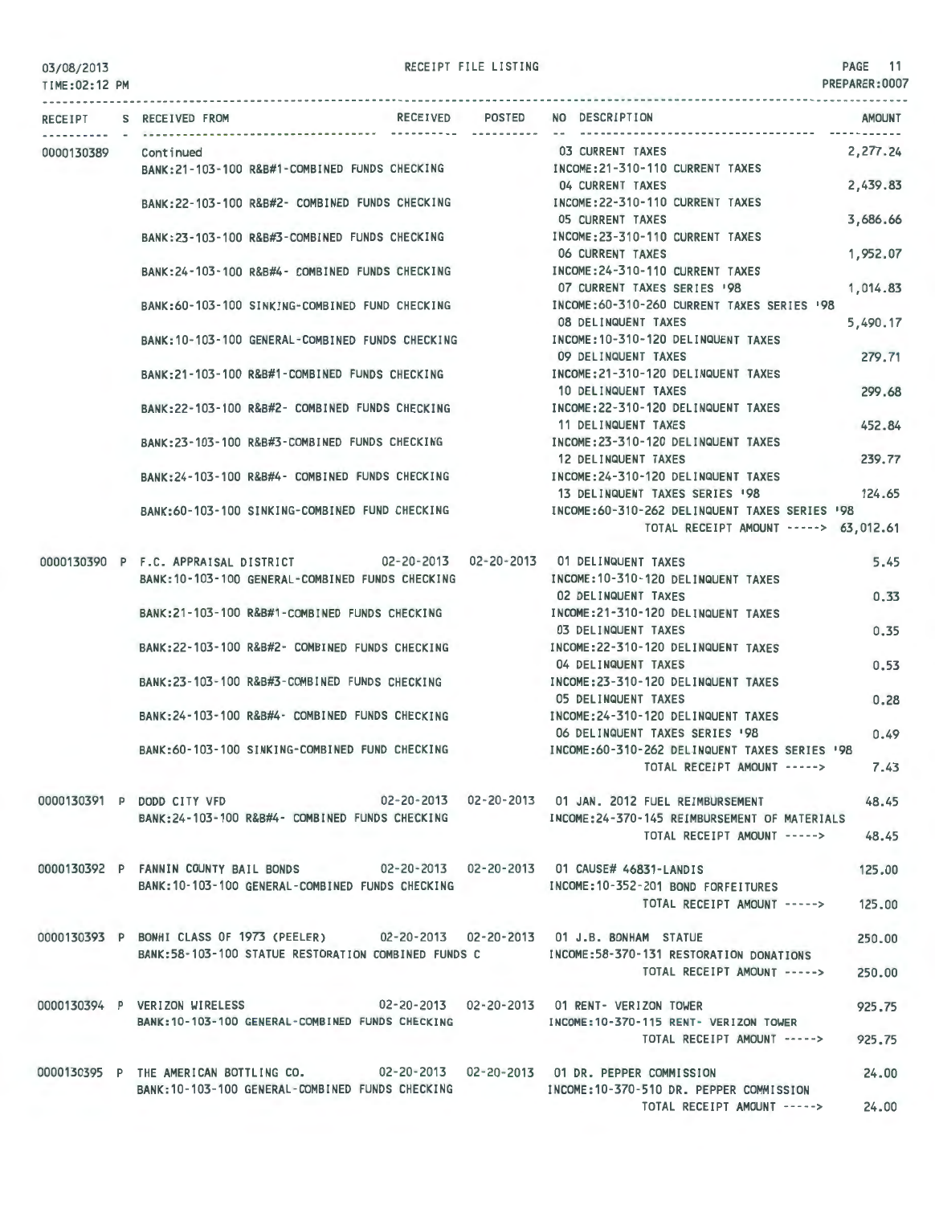03/08/2013 RECEIPT FILE LISTING PAGE 11
TIME:02:12 PM PREPARER:0007

| RECEIPT | S | RECEIVED FROM | RECEIVED | POSTED | NO DESCRIPTION | AMOUNT |
|---|---|---|---|---|---|---|
| 0000130389 | | Continued | | | 03 CURRENT TAXES | 2,277.24 |
| | | BANK:21-103-100 R&B#1-COMBINED FUNDS CHECKING | | | INCOME:21-310-110 CURRENT TAXES | |
| | | | | | 04 CURRENT TAXES | 2,439.83 |
| | | BANK:22-103-100 R&B#2- COMBINED FUNDS CHECKING | | | INCOME:22-310-110 CURRENT TAXES | |
| | | | | | 05 CURRENT TAXES | 3,686.66 |
| | | BANK:23-103-100 R&B#3-COMBINED FUNDS CHECKING | | | INCOME:23-310-110 CURRENT TAXES | |
| | | | | | 06 CURRENT TAXES | 1,952.07 |
| | | BANK:24-103-100 R&B#4- COMBINED FUNDS CHECKING | | | INCOME:24-310-110 CURRENT TAXES | |
| | | | | | 07 CURRENT TAXES SERIES '98 | 1,014.83 |
| | | BANK:60-103-100 SINKING-COMBINED FUND CHECKING | | | INCOME:60-310-260 CURRENT TAXES SERIES '98 | |
| | | | | | 08 DELINQUENT TAXES | 5,490.17 |
| | | BANK:10-103-100 GENERAL-COMBINED FUNDS CHECKING | | | INCOME:10-310-120 DELINQUENT TAXES | |
| | | | | | 09 DELINQUENT TAXES | 279.71 |
| | | BANK:21-103-100 R&B#1-COMBINED FUNDS CHECKING | | | INCOME:21-310-120 DELINQUENT TAXES | |
| | | | | | 10 DELINQUENT TAXES | 299.68 |
| | | BANK:22-103-100 R&B#2- COMBINED FUNDS CHECKING | | | INCOME:22-310-120 DELINQUENT TAXES | |
| | | | | | 11 DELINQUENT TAXES | 452.84 |
| | | BANK:23-103-100 R&B#3-COMBINED FUNDS CHECKING | | | INCOME:23-310-120 DELINQUENT TAXES | |
| | | | | | 12 DELINQUENT TAXES | 239.77 |
| | | BANK:24-103-100 R&B#4- COMBINED FUNDS CHECKING | | | INCOME:24-310-120 DELINQUENT TAXES | |
| | | | | | 13 DELINQUENT TAXES SERIES '98 | 124.65 |
| | | BANK:60-103-100 SINKING-COMBINED FUND CHECKING | | | INCOME:60-310-262 DELINQUENT TAXES SERIES '98 | |
| | | | | | TOTAL RECEIPT AMOUNT -----> | 63,012.61 |
| 0000130390 | P | F.C. APPRAISAL DISTRICT | 02-20-2013 | 02-20-2013 | 01 DELINQUENT TAXES | 5.45 |
| | | BANK:10-103-100 GENERAL-COMBINED FUNDS CHECKING | | | INCOME:10-310-120 DELINQUENT TAXES | |
| | | | | | 02 DELINQUENT TAXES | 0.33 |
| | | BANK:21-103-100 R&B#1-COMBINED FUNDS CHECKING | | | INCOME:21-310-120 DELINQUENT TAXES | |
| | | | | | 03 DELINQUENT TAXES | 0.35 |
| | | BANK:22-103-100 R&B#2- COMBINED FUNDS CHECKING | | | INCOME:22-310-120 DELINQUENT TAXES | |
| | | | | | 04 DELINQUENT TAXES | 0.53 |
| | | BANK:23-103-100 R&B#3-COMBINED FUNDS CHECKING | | | INCOME:23-310-120 DELINQUENT TAXES | |
| | | | | | 05 DELINQUENT TAXES | 0.28 |
| | | BANK:24-103-100 R&B#4- COMBINED FUNDS CHECKING | | | INCOME:24-310-120 DELINQUENT TAXES | |
| | | | | | 06 DELINQUENT TAXES SERIES '98 | 0.49 |
| | | BANK:60-103-100 SINKING-COMBINED FUND CHECKING | | | INCOME:60-310-262 DELINQUENT TAXES SERIES '98 | |
| | | | | | TOTAL RECEIPT AMOUNT -----> | 7.43 |
| 0000130391 | P | DODD CITY VFD | 02-20-2013 | 02-20-2013 | 01 JAN. 2012 FUEL REIMBURSEMENT | 48.45 |
| | | BANK:24-103-100 R&B#4- COMBINED FUNDS CHECKING | | | INCOME:24-370-145 REIMBURSEMENT OF MATERIALS | |
| | | | | | TOTAL RECEIPT AMOUNT -----> | 48.45 |
| 0000130392 | P | FANNIN COUNTY BAIL BONDS | 02-20-2013 | 02-20-2013 | 01 CAUSE# 46831-LANDIS | 125.00 |
| | | BANK:10-103-100 GENERAL-COMBINED FUNDS CHECKING | | | INCOME:10-352-201 BOND FORFEITURES | |
| | | | | | TOTAL RECEIPT AMOUNT -----> | 125.00 |
| 0000130393 | P | BONHI CLASS OF 1973 (PEELER) | 02-20-2013 | 02-20-2013 | 01 J.B. BONHAM STATUE | 250.00 |
| | | BANK:58-103-100 STATUE RESTORATION COMBINED FUNDS C | | | INCOME:58-370-131 RESTORATION DONATIONS | |
| | | | | | TOTAL RECEIPT AMOUNT -----> | 250.00 |
| 0000130394 | P | VERIZON WIRELESS | 02-20-2013 | 02-20-2013 | 01 RENT- VERIZON TOWER | 925.75 |
| | | BANK:10-103-100 GENERAL-COMBINED FUNDS CHECKING | | | INCOME:10-370-115 RENT- VERIZON TOWER | |
| | | | | | TOTAL RECEIPT AMOUNT -----> | 925.75 |
| 0000130395 | P | THE AMERICAN BOTTLING CO. | 02-20-2013 | 02-20-2013 | 01 DR. PEPPER COMMISSION | 24.00 |
| | | BANK:10-103-100 GENERAL-COMBINED FUNDS CHECKING | | | INCOME:10-370-510 DR. PEPPER COMMISSION | |
| | | | | | TOTAL RECEIPT AMOUNT -----> | 24.00 |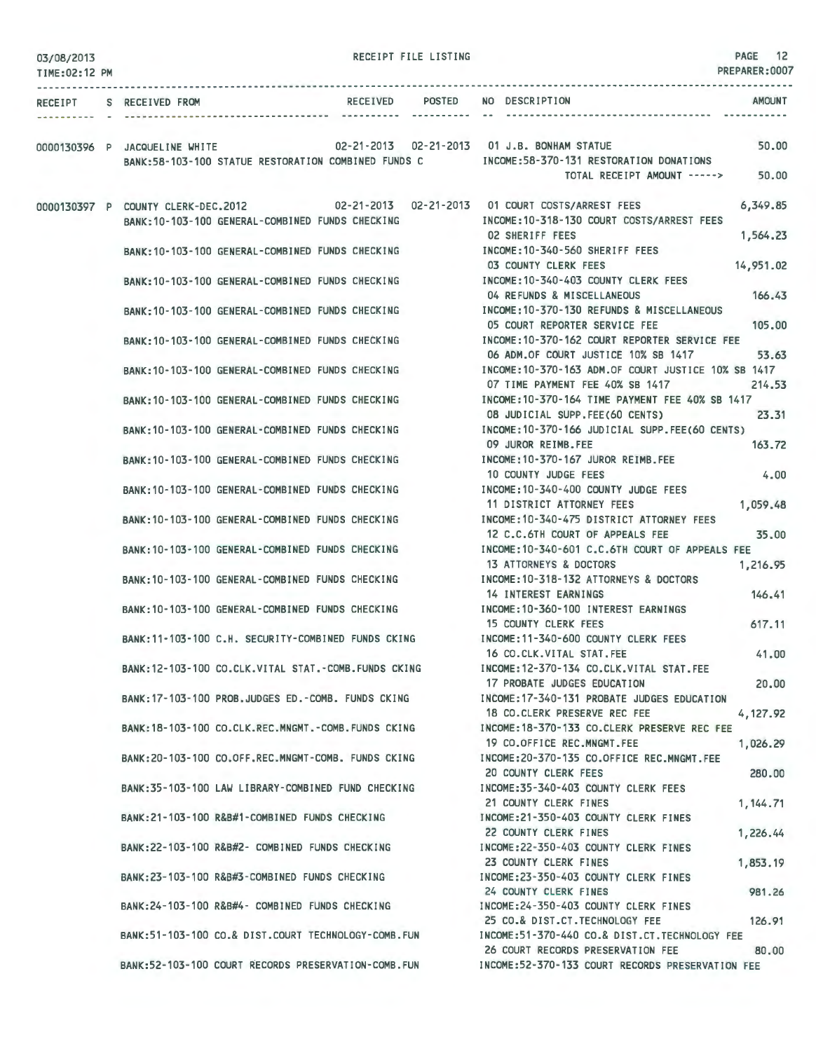03/08/2013 RECEIPT FILE LISTING PAGE 12
TIME:02:12 PM PREPARER:0007

| RECEIPT | S | RECEIVED FROM | RECEIVED | POSTED | NO | DESCRIPTION | AMOUNT |
|---|---|---|---|---|---|---|---|
| 0000130396 | P | JACQUELINE WHITE | 02-21-2013 | 02-21-2013 | 01 | J.B. BONHAM STATUE | 50.00 |
| | | BANK:58-103-100 STATUE RESTORATION COMBINED FUNDS C | | | | INCOME:58-370-131 RESTORATION DONATIONS | |
| | | | | | | TOTAL RECEIPT AMOUNT -----> | 50.00 |
| 0000130397 | P | COUNTY CLERK-DEC.2012 | 02-21-2013 | 02-21-2013 | 01 | COURT COSTS/ARREST FEES | 6,349.85 |
| | | BANK:10-103-100 GENERAL-COMBINED FUNDS CHECKING | | | | INCOME:10-318-130 COURT COSTS/ARREST FEES | |
| | | | | | 02 | SHERIFF FEES | 1,564.23 |
| | | BANK:10-103-100 GENERAL-COMBINED FUNDS CHECKING | | | | INCOME:10-340-560 SHERIFF FEES | |
| | | | | | 03 | COUNTY CLERK FEES | 14,951.02 |
| | | BANK:10-103-100 GENERAL-COMBINED FUNDS CHECKING | | | | INCOME:10-340-403 COUNTY CLERK FEES | |
| | | | | | 04 | REFUNDS & MISCELLANEOUS | 166.43 |
| | | BANK:10-103-100 GENERAL-COMBINED FUNDS CHECKING | | | | INCOME:10-370-130 REFUNDS & MISCELLANEOUS | |
| | | | | | 05 | COURT REPORTER SERVICE FEE | 105.00 |
| | | BANK:10-103-100 GENERAL-COMBINED FUNDS CHECKING | | | | INCOME:10-370-162 COURT REPORTER SERVICE FEE | |
| | | | | | 06 | ADM.OF COURT JUSTICE 10% SB 1417 | 53.63 |
| | | BANK:10-103-100 GENERAL-COMBINED FUNDS CHECKING | | | | INCOME:10-370-163 ADM.OF COURT JUSTICE 10% SB 1417 | |
| | | | | | 07 | TIME PAYMENT FEE 40% SB 1417 | 214.53 |
| | | BANK:10-103-100 GENERAL-COMBINED FUNDS CHECKING | | | | INCOME:10-370-164 TIME PAYMENT FEE 40% SB 1417 | |
| | | | | | 08 | JUDICIAL SUPP.FEE(60 CENTS) | 23.31 |
| | | BANK:10-103-100 GENERAL-COMBINED FUNDS CHECKING | | | | INCOME:10-370-166 JUDICIAL SUPP.FEE(60 CENTS) | |
| | | | | | 09 | JUROR REIMB.FEE | 163.72 |
| | | BANK:10-103-100 GENERAL-COMBINED FUNDS CHECKING | | | | INCOME:10-370-167 JUROR REIMB.FEE | |
| | | | | | 10 | COUNTY JUDGE FEES | 4.00 |
| | | BANK:10-103-100 GENERAL-COMBINED FUNDS CHECKING | | | | INCOME:10-340-400 COUNTY JUDGE FEES | |
| | | | | | 11 | DISTRICT ATTORNEY FEES | 1,059.48 |
| | | BANK:10-103-100 GENERAL-COMBINED FUNDS CHECKING | | | | INCOME:10-340-475 DISTRICT ATTORNEY FEES | |
| | | | | | 12 | C.C.6TH COURT OF APPEALS FEE | 35.00 |
| | | BANK:10-103-100 GENERAL-COMBINED FUNDS CHECKING | | | | INCOME:10-340-601 C.C.6TH COURT OF APPEALS FEE | |
| | | | | | 13 | ATTORNEYS & DOCTORS | 1,216.95 |
| | | BANK:10-103-100 GENERAL-COMBINED FUNDS CHECKING | | | | INCOME:10-318-132 ATTORNEYS & DOCTORS | |
| | | | | | 14 | INTEREST EARNINGS | 146.41 |
| | | BANK:10-103-100 GENERAL-COMBINED FUNDS CHECKING | | | | INCOME:10-360-100 INTEREST EARNINGS | |
| | | | | | 15 | COUNTY CLERK FEES | 617.11 |
| | | BANK:11-103-100 C.H. SECURITY-COMBINED FUNDS CKING | | | | INCOME:11-340-600 COUNTY CLERK FEES | |
| | | | | | 16 | CO.CLK.VITAL STAT.FEE | 41.00 |
| | | BANK:12-103-100 CO.CLK.VITAL STAT.-COMB.FUNDS CKING | | | | INCOME:12-370-134 CO.CLK.VITAL STAT.FEE | |
| | | | | | 17 | PROBATE JUDGES EDUCATION | 20.00 |
| | | BANK:17-103-100 PROB.JUDGES ED.-COMB. FUNDS CKING | | | | INCOME:17-340-131 PROBATE JUDGES EDUCATION | |
| | | | | | 18 | CO.CLERK PRESERVE REC FEE | 4,127.92 |
| | | BANK:18-103-100 CO.CLK.REC.MNGMT.-COMB.FUNDS CKING | | | | INCOME:18-370-133 CO.CLERK PRESERVE REC FEE | |
| | | | | | 19 | CO.OFFICE REC.MNGMT.FEE | 1,026.29 |
| | | BANK:20-103-100 CO.OFF.REC.MNGMT-COMB. FUNDS CKING | | | | INCOME:20-370-135 CO.OFFICE REC.MNGMT.FEE | |
| | | | | | 20 | COUNTY CLERK FEES | 280.00 |
| | | BANK:35-103-100 LAW LIBRARY-COMBINED FUND CHECKING | | | | INCOME:35-340-403 COUNTY CLERK FEES | |
| | | | | | 21 | COUNTY CLERK FINES | 1,144.71 |
| | | BANK:21-103-100 R&B#1-COMBINED FUNDS CHECKING | | | | INCOME:21-350-403 COUNTY CLERK FINES | |
| | | | | | 22 | COUNTY CLERK FINES | 1,226.44 |
| | | BANK:22-103-100 R&B#2- COMBINED FUNDS CHECKING | | | | INCOME:22-350-403 COUNTY CLERK FINES | |
| | | | | | 23 | COUNTY CLERK FINES | 1,853.19 |
| | | BANK:23-103-100 R&B#3-COMBINED FUNDS CHECKING | | | | INCOME:23-350-403 COUNTY CLERK FINES | |
| | | | | | 24 | COUNTY CLERK FINES | 981.26 |
| | | BANK:24-103-100 R&B#4- COMBINED FUNDS CHECKING | | | | INCOME:24-350-403 COUNTY CLERK FINES | |
| | | | | | 25 | CO.& DIST.CT.TECHNOLOGY FEE | 126.91 |
| | | BANK:51-103-100 CO.& DIST.COURT TECHNOLOGY-COMB.FUN | | | | INCOME:51-370-440 CO.& DIST.CT.TECHNOLOGY FEE | |
| | | | | | 26 | COURT RECORDS PRESERVATION FEE | 80.00 |
| | | BANK:52-103-100 COURT RECORDS PRESERVATION-COMB.FUN | | | | INCOME:52-370-133 COURT RECORDS PRESERVATION FEE | |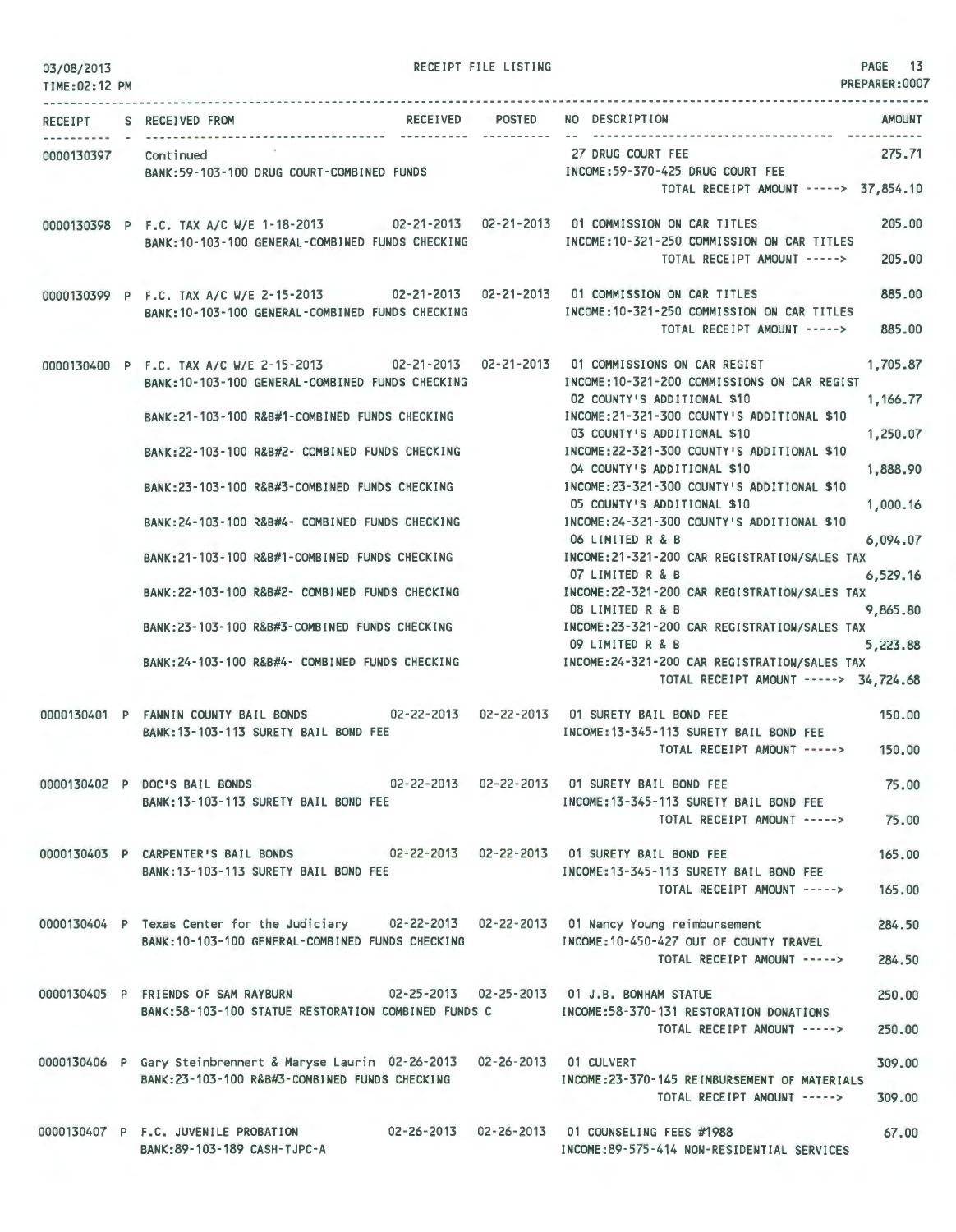RECEIPT FILE LISTING

03/08/2013
TIME:02:12 PM

PREPARER:0007

| RECEIPT | S | RECEIVED FROM | RECEIVED | POSTED | NO DESCRIPTION | AMOUNT |
|---|---|---|---|---|---|---|
| 0000130397 | | Continued | | | 27 DRUG COURT FEE | 275.71 |
| | | BANK:59-103-100 DRUG COURT-COMBINED FUNDS | | | INCOME:59-370-425 DRUG COURT FEE | |
| | | | | | TOTAL RECEIPT AMOUNT -----> | 37,854.10 |
| 0000130398 | P | F.C. TAX A/C W/E 1-18-2013 | 02-21-2013 | 02-21-2013 | 01 COMMISSION ON CAR TITLES | 205.00 |
| | | BANK:10-103-100 GENERAL-COMBINED FUNDS CHECKING | | | INCOME:10-321-250 COMMISSION ON CAR TITLES | |
| | | | | | TOTAL RECEIPT AMOUNT -----> | 205.00 |
| 0000130399 | P | F.C. TAX A/C W/E 2-15-2013 | 02-21-2013 | 02-21-2013 | 01 COMMISSION ON CAR TITLES | 885.00 |
| | | BANK:10-103-100 GENERAL-COMBINED FUNDS CHECKING | | | INCOME:10-321-250 COMMISSION ON CAR TITLES | |
| | | | | | TOTAL RECEIPT AMOUNT -----> | 885.00 |
| 0000130400 | P | F.C. TAX A/C W/E 2-15-2013 | 02-21-2013 | 02-21-2013 | 01 COMMISSIONS ON CAR REGIST | 1,705.87 |
| | | BANK:10-103-100 GENERAL-COMBINED FUNDS CHECKING | | | INCOME:10-321-200 COMMISSIONS ON CAR REGIST | |
| | | | | | 02 COUNTY'S ADDITIONAL $10 | 1,166.77 |
| | | BANK:21-103-100 R&B#1-COMBINED FUNDS CHECKING | | | INCOME:21-321-300 COUNTY'S ADDITIONAL $10 | |
| | | | | | 03 COUNTY'S ADDITIONAL $10 | 1,250.07 |
| | | BANK:22-103-100 R&B#2- COMBINED FUNDS CHECKING | | | INCOME:22-321-300 COUNTY'S ADDITIONAL $10 | |
| | | | | | 04 COUNTY'S ADDITIONAL $10 | 1,888.90 |
| | | BANK:23-103-100 R&B#3-COMBINED FUNDS CHECKING | | | INCOME:23-321-300 COUNTY'S ADDITIONAL $10 | |
| | | | | | 05 COUNTY'S ADDITIONAL $10 | 1,000.16 |
| | | BANK:24-103-100 R&B#4- COMBINED FUNDS CHECKING | | | INCOME:24-321-300 COUNTY'S ADDITIONAL $10 | |
| | | | | | 06 LIMITED R & B | 6,094.07 |
| | | BANK:21-103-100 R&B#1-COMBINED FUNDS CHECKING | | | INCOME:21-321-200 CAR REGISTRATION/SALES TAX | |
| | | | | | 07 LIMITED R & B | 6,529.16 |
| | | BANK:22-103-100 R&B#2- COMBINED FUNDS CHECKING | | | INCOME:22-321-200 CAR REGISTRATION/SALES TAX | |
| | | | | | 08 LIMITED R & B | 9,865.80 |
| | | BANK:23-103-100 R&B#3-COMBINED FUNDS CHECKING | | | INCOME:23-321-200 CAR REGISTRATION/SALES TAX | |
| | | | | | 09 LIMITED R & B | 5,223.88 |
| | | BANK:24-103-100 R&B#4- COMBINED FUNDS CHECKING | | | INCOME:24-321-200 CAR REGISTRATION/SALES TAX | |
| | | | | | TOTAL RECEIPT AMOUNT -----> | 34,724.68 |
| 0000130401 | P | FANNIN COUNTY BAIL BONDS | 02-22-2013 | 02-22-2013 | 01 SURETY BAIL BOND FEE | 150.00 |
| | | BANK:13-103-113 SURETY BAIL BOND FEE | | | INCOME:13-345-113 SURETY BAIL BOND FEE | |
| | | | | | TOTAL RECEIPT AMOUNT -----> | 150.00 |
| 0000130402 | P | DOC'S BAIL BONDS | 02-22-2013 | 02-22-2013 | 01 SURETY BAIL BOND FEE | 75.00 |
| | | BANK:13-103-113 SURETY BAIL BOND FEE | | | INCOME:13-345-113 SURETY BAIL BOND FEE | |
| | | | | | TOTAL RECEIPT AMOUNT -----> | 75.00 |
| 0000130403 | P | CARPENTER'S BAIL BONDS | 02-22-2013 | 02-22-2013 | 01 SURETY BAIL BOND FEE | 165.00 |
| | | BANK:13-103-113 SURETY BAIL BOND FEE | | | INCOME:13-345-113 SURETY BAIL BOND FEE | |
| | | | | | TOTAL RECEIPT AMOUNT -----> | 165.00 |
| 0000130404 | P | Texas Center for the Judiciary | 02-22-2013 | 02-22-2013 | 01 Nancy Young reimbursement | 284.50 |
| | | BANK:10-103-100 GENERAL-COMBINED FUNDS CHECKING | | | INCOME:10-450-427 OUT OF COUNTY TRAVEL | |
| | | | | | TOTAL RECEIPT AMOUNT -----> | 284.50 |
| 0000130405 | P | FRIENDS OF SAM RAYBURN | 02-25-2013 | 02-25-2013 | 01 J.B. BONHAM STATUE | 250.00 |
| | | BANK:58-103-100 STATUE RESTORATION COMBINED FUNDS C | | | INCOME:58-370-131 RESTORATION DONATIONS | |
| | | | | | TOTAL RECEIPT AMOUNT -----> | 250.00 |
| 0000130406 | P | Gary Steinbrennert & Maryse Laurin | 02-26-2013 | 02-26-2013 | 01 CULVERT | 309.00 |
| | | BANK:23-103-100 R&B#3-COMBINED FUNDS CHECKING | | | INCOME:23-370-145 REIMBURSEMENT OF MATERIALS | |
| | | | | | TOTAL RECEIPT AMOUNT -----> | 309.00 |
| 0000130407 | P | F.C. JUVENILE PROBATION | 02-26-2013 | 02-26-2013 | 01 COUNSELING FEES #1988 | 67.00 |
| | | BANK:89-103-189 CASH-TJPC-A | | | INCOME:89-575-414 NON-RESIDENTIAL SERVICES | |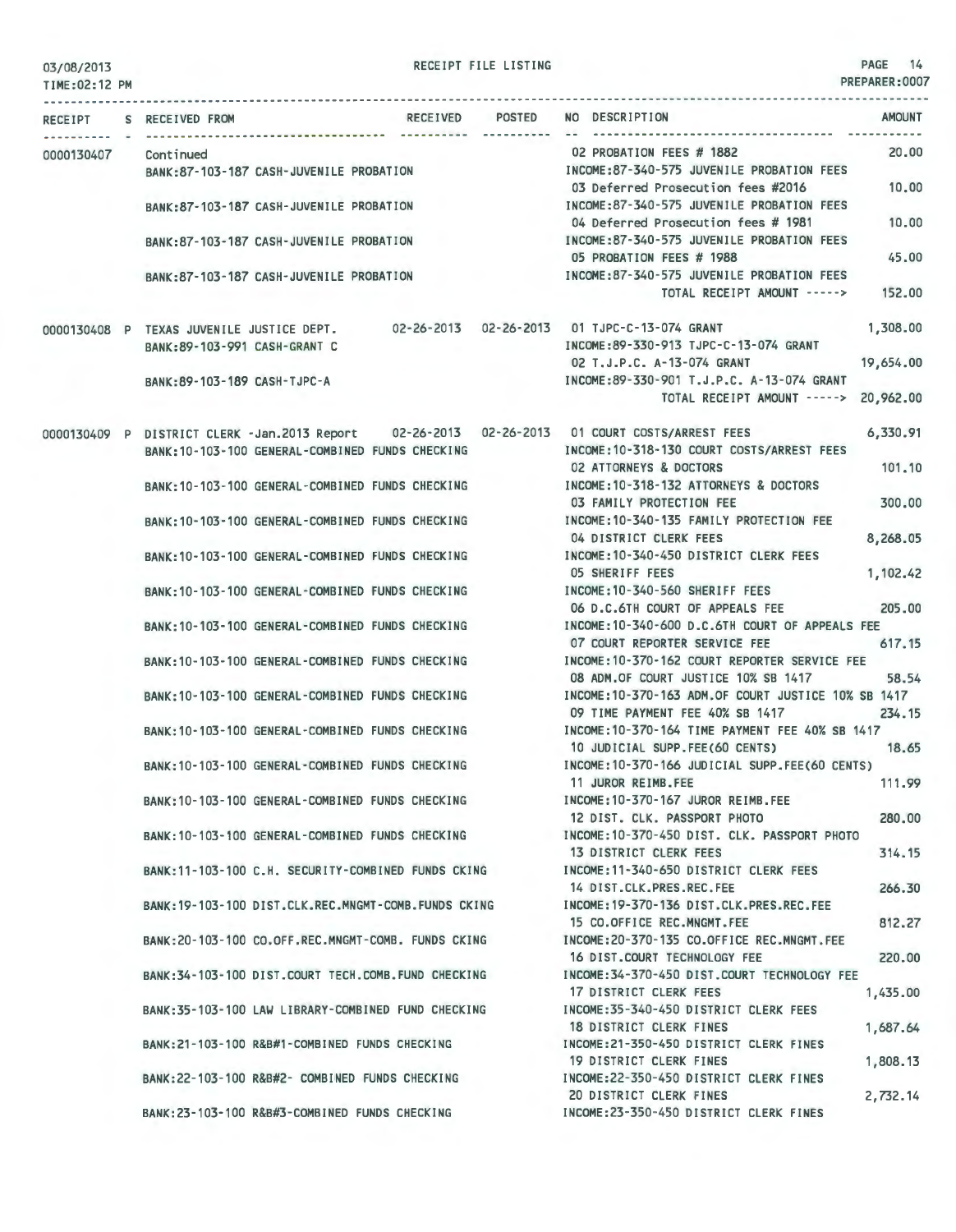03/08/2013
TIME:02:12 PM

RECEIPT FILE LISTING

PREPARER:0007

| RECEIPT | S | RECEIVED FROM | RECEIVED | POSTED | NO | DESCRIPTION | AMOUNT |
|---|---|---|---|---|---|---|---|
| 0000130407 | | Continued | | | 02 | PROBATION FEES # 1882 | 20.00 |
| | | BANK:87-103-187 CASH-JUVENILE PROBATION | | | | INCOME:87-340-575 JUVENILE PROBATION FEES | |
| | | | | | 03 | Deferred Prosecution fees #2016 | 10.00 |
| | | BANK:87-103-187 CASH-JUVENILE PROBATION | | | | INCOME:87-340-575 JUVENILE PROBATION FEES | |
| | | | | | 04 | Deferred Prosecution fees # 1981 | 10.00 |
| | | BANK:87-103-187 CASH-JUVENILE PROBATION | | | | INCOME:87-340-575 JUVENILE PROBATION FEES | |
| | | | | | 05 | PROBATION FEES # 1988 | 45.00 |
| | | BANK:87-103-187 CASH-JUVENILE PROBATION | | | | INCOME:87-340-575 JUVENILE PROBATION FEES | |
| | | | | | | TOTAL RECEIPT AMOUNT -----> | 152.00 |
| 0000130408 | P | TEXAS JUVENILE JUSTICE DEPT. | 02-26-2013 | 02-26-2013 | 01 | TJPC-C-13-074 GRANT | 1,308.00 |
| | | BANK:89-103-991 CASH-GRANT C | | | | INCOME:89-330-913 TJPC-C-13-074 GRANT | |
| | | | | | 02 | T.J.P.C. A-13-074 GRANT | 19,654.00 |
| | | BANK:89-103-189 CASH-TJPC-A | | | | INCOME:89-330-901 T.J.P.C. A-13-074 GRANT | |
| | | | | | | TOTAL RECEIPT AMOUNT -----> | 20,962.00 |
| 0000130409 | P | DISTRICT CLERK -Jan.2013 Report | 02-26-2013 | 02-26-2013 | 01 | COURT COSTS/ARREST FEES | 6,330.91 |
| | | BANK:10-103-100 GENERAL-COMBINED FUNDS CHECKING | | | | INCOME:10-318-130 COURT COSTS/ARREST FEES | |
| | | | | | 02 | ATTORNEYS & DOCTORS | 101.10 |
| | | BANK:10-103-100 GENERAL-COMBINED FUNDS CHECKING | | | | INCOME:10-318-132 ATTORNEYS & DOCTORS | |
| | | | | | 03 | FAMILY PROTECTION FEE | 300.00 |
| | | BANK:10-103-100 GENERAL-COMBINED FUNDS CHECKING | | | | INCOME:10-340-135 FAMILY PROTECTION FEE | |
| | | | | | 04 | DISTRICT CLERK FEES | 8,268.05 |
| | | BANK:10-103-100 GENERAL-COMBINED FUNDS CHECKING | | | | INCOME:10-340-450 DISTRICT CLERK FEES | |
| | | | | | 05 | SHERIFF FEES | 1,102.42 |
| | | BANK:10-103-100 GENERAL-COMBINED FUNDS CHECKING | | | | INCOME:10-340-560 SHERIFF FEES | |
| | | | | | 06 | D.C.6TH COURT OF APPEALS FEE | 205.00 |
| | | BANK:10-103-100 GENERAL-COMBINED FUNDS CHECKING | | | | INCOME:10-340-600 D.C.6TH COURT OF APPEALS FEE | |
| | | | | | 07 | COURT REPORTER SERVICE FEE | 617.15 |
| | | BANK:10-103-100 GENERAL-COMBINED FUNDS CHECKING | | | | INCOME:10-370-162 COURT REPORTER SERVICE FEE | |
| | | | | | 08 | ADM.OF COURT JUSTICE 10% SB 1417 | 58.54 |
| | | BANK:10-103-100 GENERAL-COMBINED FUNDS CHECKING | | | | INCOME:10-370-163 ADM.OF COURT JUSTICE 10% SB 1417 | |
| | | | | | 09 | TIME PAYMENT FEE 40% SB 1417 | 234.15 |
| | | BANK:10-103-100 GENERAL-COMBINED FUNDS CHECKING | | | | INCOME:10-370-164 TIME PAYMENT FEE 40% SB 1417 | |
| | | | | | 10 | JUDICIAL SUPP.FEE(60 CENTS) | 18.65 |
| | | BANK:10-103-100 GENERAL-COMBINED FUNDS CHECKING | | | | INCOME:10-370-166 JUDICIAL SUPP.FEE(60 CENTS) | |
| | | | | | 11 | JUROR REIMB.FEE | 111.99 |
| | | BANK:10-103-100 GENERAL-COMBINED FUNDS CHECKING | | | | INCOME:10-370-167 JUROR REIMB.FEE | |
| | | | | | 12 | DIST. CLK. PASSPORT PHOTO | 280.00 |
| | | BANK:10-103-100 GENERAL-COMBINED FUNDS CHECKING | | | | INCOME:10-370-450 DIST. CLK. PASSPORT PHOTO | |
| | | | | | 13 | DISTRICT CLERK FEES | 314.15 |
| | | BANK:11-103-100 C.H. SECURITY-COMBINED FUNDS CKING | | | | INCOME:11-340-650 DISTRICT CLERK FEES | |
| | | | | | 14 | DIST.CLK.PRES.REC.FEE | 266.30 |
| | | BANK:19-103-100 DIST.CLK.REC.MNGMT-COMB.FUNDS CKING | | | | INCOME:19-370-136 DIST.CLK.PRES.REC.FEE | |
| | | | | | 15 | CO.OFFICE REC.MNGMT.FEE | 812.27 |
| | | BANK:20-103-100 CO.OFF.REC.MNGMT-COMB. FUNDS CKING | | | | INCOME:20-370-135 CO.OFFICE REC.MNGMT.FEE | |
| | | | | | 16 | DIST.COURT TECHNOLOGY FEE | 220.00 |
| | | BANK:34-103-100 DIST.COURT TECH.COMB.FUND CHECKING | | | | INCOME:34-370-450 DIST.COURT TECHNOLOGY FEE | |
| | | | | | 17 | DISTRICT CLERK FEES | 1,435.00 |
| | | BANK:35-103-100 LAW LIBRARY-COMBINED FUND CHECKING | | | | INCOME:35-340-450 DISTRICT CLERK FEES | |
| | | | | | 18 | DISTRICT CLERK FINES | 1,687.64 |
| | | BANK:21-103-100 R&B#1-COMBINED FUNDS CHECKING | | | | INCOME:21-350-450 DISTRICT CLERK FINES | |
| | | | | | 19 | DISTRICT CLERK FINES | 1,808.13 |
| | | BANK:22-103-100 R&B#2- COMBINED FUNDS CHECKING | | | | INCOME:22-350-450 DISTRICT CLERK FINES | |
| | | | | | 20 | DISTRICT CLERK FINES | 2,732.14 |
| | | BANK:23-103-100 R&B#3-COMBINED FUNDS CHECKING | | | | INCOME:23-350-450 DISTRICT CLERK FINES | |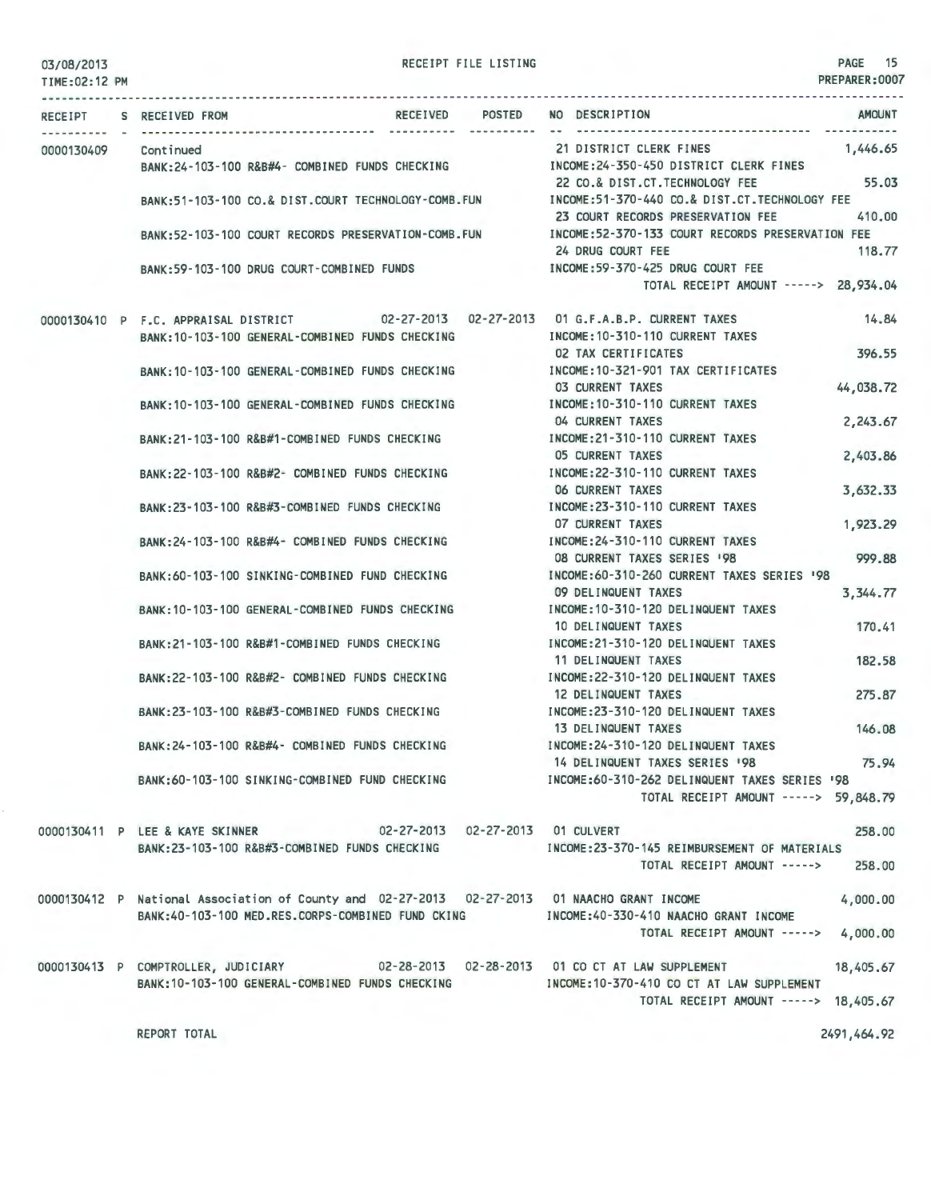RECEIPT FILE LISTING

| RECEIPT | S | RECEIVED FROM | RECEIVED | POSTED | NO | DESCRIPTION | AMOUNT |
|---|---|---|---|---|---|---|---|
| 0000130409 | | Continued | | | 21 | DISTRICT CLERK FINES | 1,446.65 |
| | | BANK:24-103-100 R&B#4- COMBINED FUNDS CHECKING | | | | INCOME:24-350-450 DISTRICT CLERK FINES | |
| | | | | | 22 | CO.& DIST.CT.TECHNOLOGY FEE | 55.03 |
| | | BANK:51-103-100 CO.& DIST.COURT TECHNOLOGY-COMB.FUN | | | | INCOME:51-370-440 CO.& DIST.CT.TECHNOLOGY FEE | |
| | | | | | 23 | COURT RECORDS PRESERVATION FEE | 410.00 |
| | | BANK:52-103-100 COURT RECORDS PRESERVATION-COMB.FUN | | | | INCOME:52-370-133 COURT RECORDS PRESERVATION FEE | |
| | | | | | 24 | DRUG COURT FEE | 118.77 |
| | | BANK:59-103-100 DRUG COURT-COMBINED FUNDS | | | | INCOME:59-370-425 DRUG COURT FEE | |
| | | | | | | TOTAL RECEIPT AMOUNT -----> | 28,934.04 |
| 0000130410 | P | F.C. APPRAISAL DISTRICT | 02-27-2013 | 02-27-2013 | 01 | G.F.A.B.P. CURRENT TAXES | 14.84 |
| | | BANK:10-103-100 GENERAL-COMBINED FUNDS CHECKING | | | | INCOME:10-310-110 CURRENT TAXES | |
| | | | | | 02 | TAX CERTIFICATES | 396.55 |
| | | BANK:10-103-100 GENERAL-COMBINED FUNDS CHECKING | | | | INCOME:10-321-901 TAX CERTIFICATES | |
| | | | | | 03 | CURRENT TAXES | 44,038.72 |
| | | BANK:10-103-100 GENERAL-COMBINED FUNDS CHECKING | | | | INCOME:10-310-110 CURRENT TAXES | |
| | | | | | 04 | CURRENT TAXES | 2,243.67 |
| | | BANK:21-103-100 R&B#1-COMBINED FUNDS CHECKING | | | | INCOME:21-310-110 CURRENT TAXES | |
| | | | | | 05 | CURRENT TAXES | 2,403.86 |
| | | BANK:22-103-100 R&B#2- COMBINED FUNDS CHECKING | | | | INCOME:22-310-110 CURRENT TAXES | |
| | | | | | 06 | CURRENT TAXES | 3,632.33 |
| | | BANK:23-103-100 R&B#3-COMBINED FUNDS CHECKING | | | | INCOME:23-310-110 CURRENT TAXES | |
| | | | | | 07 | CURRENT TAXES | 1,923.29 |
| | | BANK:24-103-100 R&B#4- COMBINED FUNDS CHECKING | | | | INCOME:24-310-110 CURRENT TAXES | |
| | | | | | 08 | CURRENT TAXES SERIES '98 | 999.88 |
| | | BANK:60-103-100 SINKING-COMBINED FUND CHECKING | | | | INCOME:60-310-260 CURRENT TAXES SERIES '98 | |
| | | | | | 09 | DELINQUENT TAXES | 3,344.77 |
| | | BANK:10-103-100 GENERAL-COMBINED FUNDS CHECKING | | | | INCOME:10-310-120 DELINQUENT TAXES | |
| | | | | | 10 | DELINQUENT TAXES | 170.41 |
| | | BANK:21-103-100 R&B#1-COMBINED FUNDS CHECKING | | | | INCOME:21-310-120 DELINQUENT TAXES | |
| | | | | | 11 | DELINQUENT TAXES | 182.58 |
| | | BANK:22-103-100 R&B#2- COMBINED FUNDS CHECKING | | | | INCOME:22-310-120 DELINQUENT TAXES | |
| | | | | | 12 | DELINQUENT TAXES | 275.87 |
| | | BANK:23-103-100 R&B#3-COMBINED FUNDS CHECKING | | | | INCOME:23-310-120 DELINQUENT TAXES | |
| | | | | | 13 | DELINQUENT TAXES | 146.08 |
| | | BANK:24-103-100 R&B#4- COMBINED FUNDS CHECKING | | | | INCOME:24-310-120 DELINQUENT TAXES | |
| | | | | | 14 | DELINQUENT TAXES SERIES '98 | 75.94 |
| | | BANK:60-103-100 SINKING-COMBINED FUND CHECKING | | | | INCOME:60-310-262 DELINQUENT TAXES SERIES '98 | |
| | | | | | | TOTAL RECEIPT AMOUNT -----> | 59,848.79 |
| 0000130411 | P | LEE & KAYE SKINNER | 02-27-2013 | 02-27-2013 | 01 | CULVERT | 258.00 |
| | | BANK:23-103-100 R&B#3-COMBINED FUNDS CHECKING | | | | INCOME:23-370-145 REIMBURSEMENT OF MATERIALS | |
| | | | | | | TOTAL RECEIPT AMOUNT -----> | 258.00 |
| 0000130412 | P | National Association of County and | 02-27-2013 | 02-27-2013 | 01 | NAACHO GRANT INCOME | 4,000.00 |
| | | BANK:40-103-100 MED.RES.CORPS-COMBINED FUND CKING | | | | INCOME:40-330-410 NAACHO GRANT INCOME | |
| | | | | | | TOTAL RECEIPT AMOUNT -----> | 4,000.00 |
| 0000130413 | P | COMPTROLLER, JUDICIARY | 02-28-2013 | 02-28-2013 | 01 | CO CT AT LAW SUPPLEMENT | 18,405.67 |
| | | BANK:10-103-100 GENERAL-COMBINED FUNDS CHECKING | | | | INCOME:10-370-410 CO CT AT LAW SUPPLEMENT | |
| | | | | | | TOTAL RECEIPT AMOUNT -----> | 18,405.67 |
| | | REPORT TOTAL | | | | | 2491,464.92 |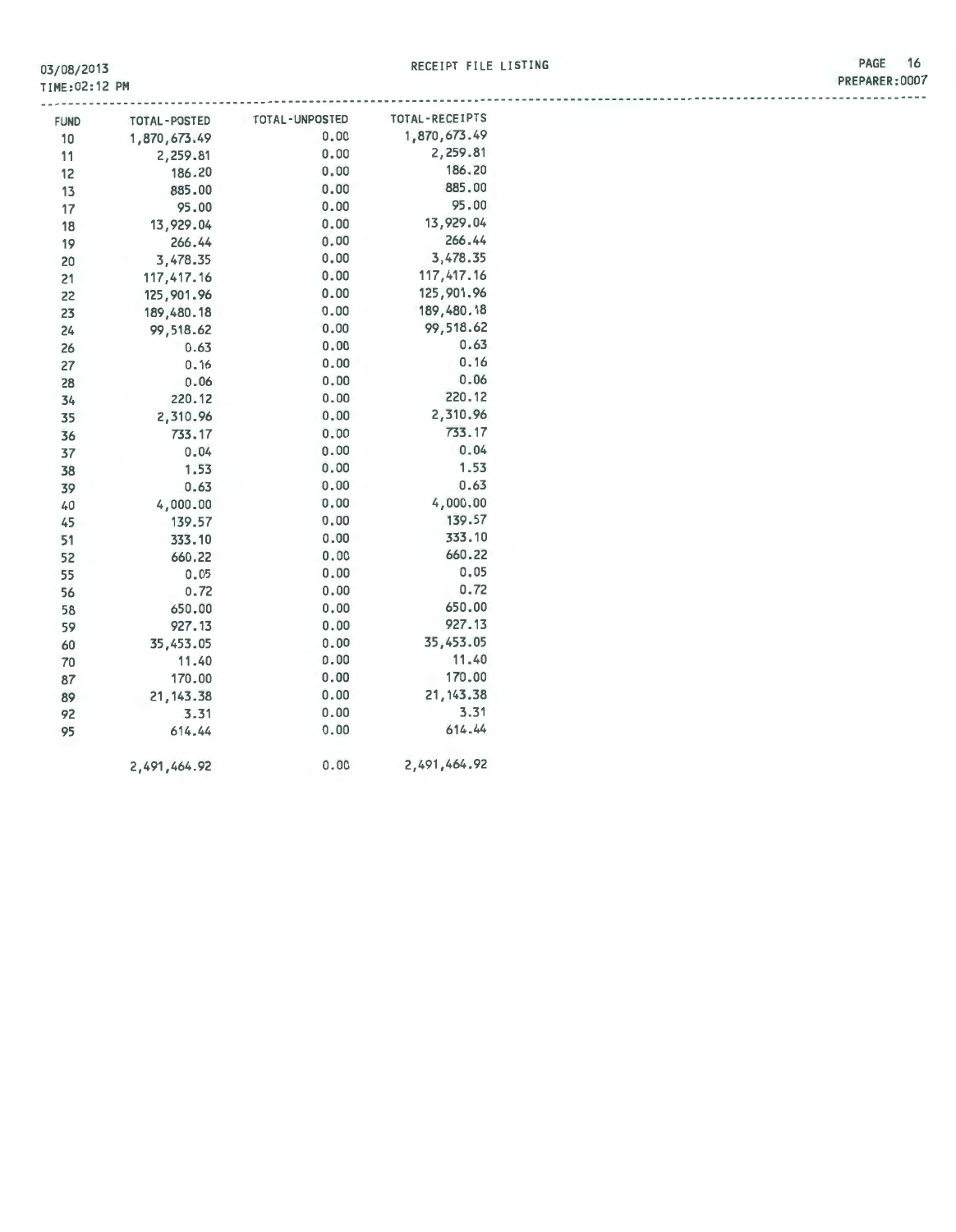03/08/2013
TIME:02:12 PM

RECEIPT FILE LISTING

PREPARER:0007

| FUND | TOTAL-POSTED | TOTAL-UNPOSTED | TOTAL-RECEIPTS |
|---|---|---|---|
| 10 | 1,870,673.49 | 0.00 | 1,870,673.49 |
| 11 | 2,259.81 | 0.00 | 2,259.81 |
| 12 | 186.20 | 0.00 | 186.20 |
| 13 | 885.00 | 0.00 | 885.00 |
| 17 | 95.00 | 0.00 | 95.00 |
| 18 | 13,929.04 | 0.00 | 13,929.04 |
| 19 | 266.44 | 0.00 | 266.44 |
| 20 | 3,478.35 | 0.00 | 3,478.35 |
| 21 | 117,417.16 | 0.00 | 117,417.16 |
| 22 | 125,901.96 | 0.00 | 125,901.96 |
| 23 | 189,480.18 | 0.00 | 189,480.18 |
| 24 | 99,518.62 | 0.00 | 99,518.62 |
| 26 | 0.63 | 0.00 | 0.63 |
| 27 | 0.16 | 0.00 | 0.16 |
| 28 | 0.06 | 0.00 | 0.06 |
| 34 | 220.12 | 0.00 | 220.12 |
| 35 | 2,310.96 | 0.00 | 2,310.96 |
| 36 | 733.17 | 0.00 | 733.17 |
| 37 | 0.04 | 0.00 | 0.04 |
| 38 | 1.53 | 0.00 | 1.53 |
| 39 | 0.63 | 0.00 | 0.63 |
| 40 | 4,000.00 | 0.00 | 4,000.00 |
| 45 | 139.57 | 0.00 | 139.57 |
| 51 | 333.10 | 0.00 | 333.10 |
| 52 | 660.22 | 0.00 | 660.22 |
| 55 | 0.05 | 0.00 | 0.05 |
| 56 | 0.72 | 0.00 | 0.72 |
| 58 | 650.00 | 0.00 | 650.00 |
| 59 | 927.13 | 0.00 | 927.13 |
| 60 | 35,453.05 | 0.00 | 35,453.05 |
| 70 | 11.40 | 0.00 | 11.40 |
| 87 | 170.00 | 0.00 | 170.00 |
| 89 | 21,143.38 | 0.00 | 21,143.38 |
| 92 | 3.31 | 0.00 | 3.31 |
| 95 | 614.44 | 0.00 | 614.44 |
| | 2,491,464.92 | 0.00 | 2,491,464.92 |